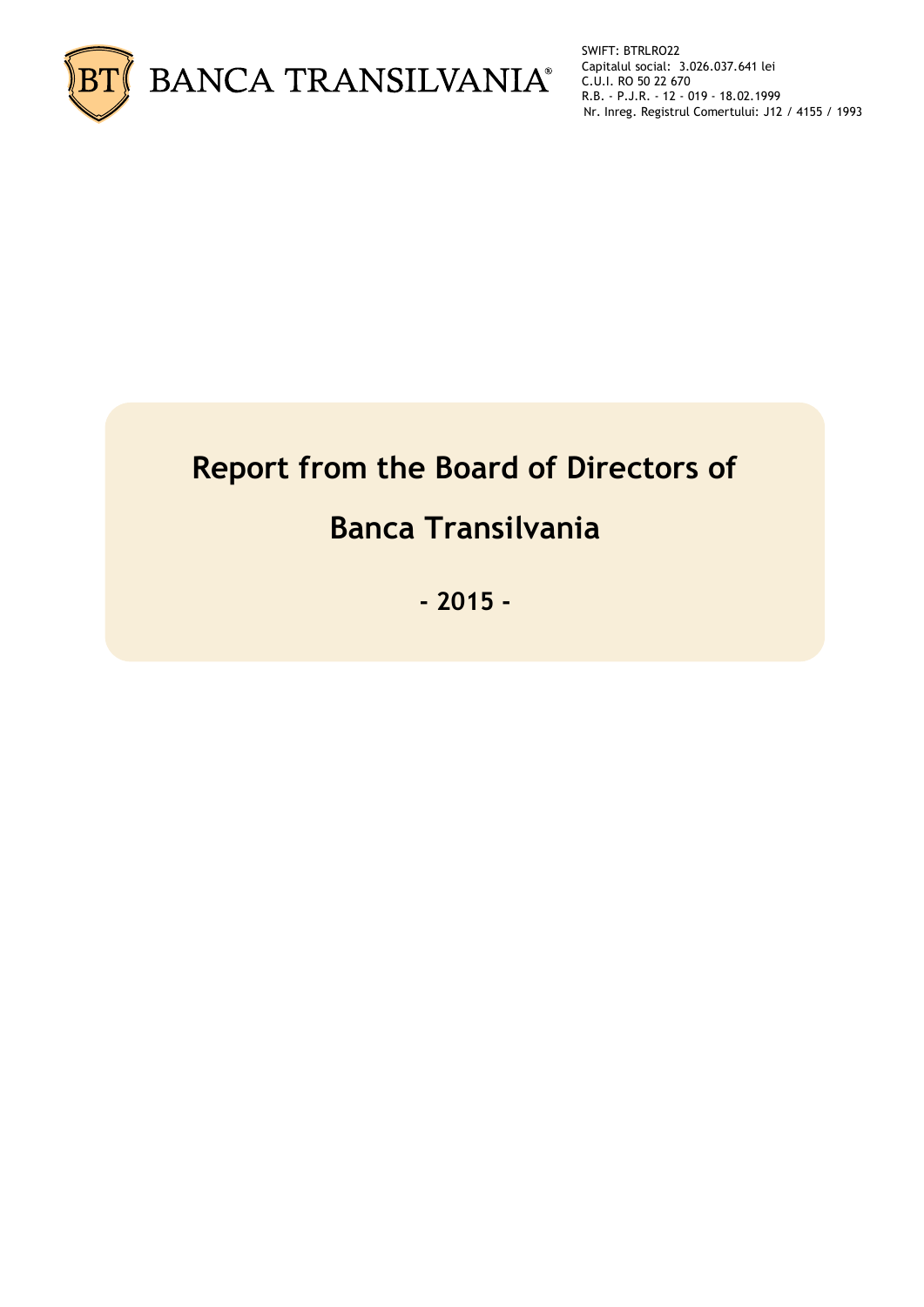BANCA TRANSILVANIA®

SWIFT: BTRLRO22
Capitalul social: 3.026.037.641 lei
C.U.I. RO 50 22 670
R.B. - P.J.R. - 12 - 019 - 18.02.1999
Nr. Inreg. Registrul Comertului: J12 / 4155 / 1993

# Report from the Board of Directors of Banca Transilvania

## - 2015 -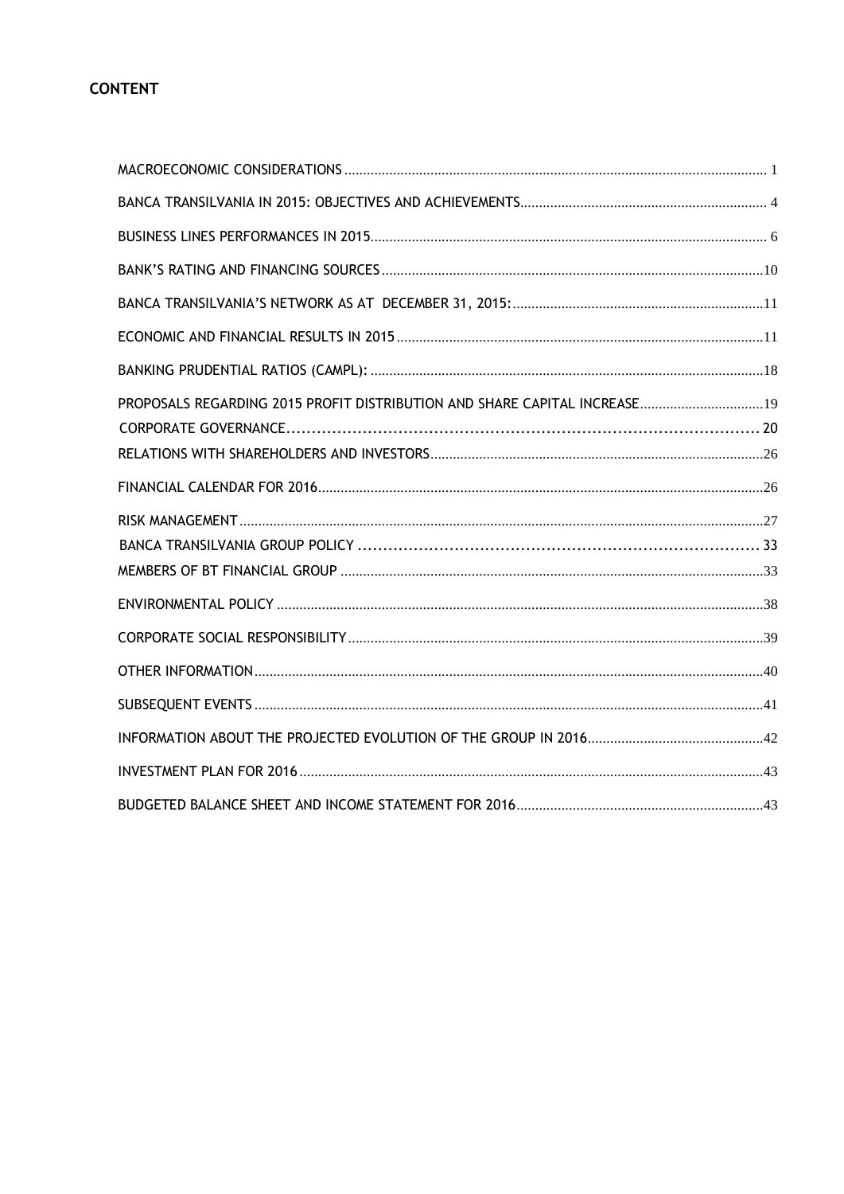# CONTENT

MACROECONOMIC CONSIDERATIONS ........................................................ 1

BANCA TRANSILVANIA IN 2015: OBJECTIVES AND ACHIEVEMENTS ........................................................ 4

BUSINESS LINES PERFORMANCES IN 2015 ........................................................ 6

BANK'S RATING AND FINANCING SOURCES ........................................................ 10

BANCA TRANSILVANIA'S NETWORK AS AT DECEMBER 31, 2015: ........................................................ 11

ECONOMIC AND FINANCIAL RESULTS IN 2015 ........................................................ 11

BANKING PRUDENTIAL RATIOS (CAMPL): ........................................................ 18

PROPOSALS REGARDING 2015 PROFIT DISTRIBUTION AND SHARE CAPITAL INCREASE ........................................................ 19

CORPORATE GOVERNANCE ........................................................ 20

RELATIONS WITH SHAREHOLDERS AND INVESTORS ........................................................ 26

FINANCIAL CALENDAR FOR 2016 ........................................................ 26

RISK MANAGEMENT ........................................................ 27

BANCA TRANSILVANIA GROUP POLICY ........................................................ 33

MEMBERS OF BT FINANCIAL GROUP ........................................................ 33

ENVIRONMENTAL POLICY ........................................................ 38

CORPORATE SOCIAL RESPONSIBILITY ........................................................ 39

OTHER INFORMATION ........................................................ 40

SUBSEQUENT EVENTS ........................................................ 41

INFORMATION ABOUT THE PROJECTED EVOLUTION OF THE GROUP IN 2016 ........................................................ 42

INVESTMENT PLAN FOR 2016 ........................................................ 43

BUDGETED BALANCE SHEET AND INCOME STATEMENT FOR 2016 ........................................................ 43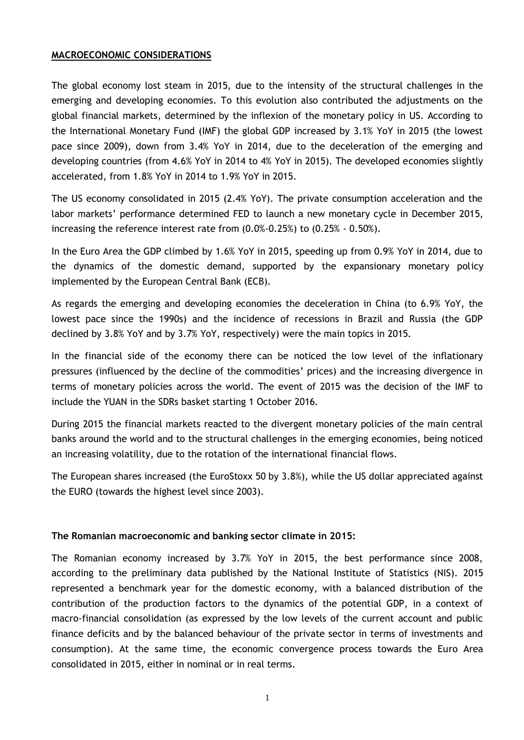**MACROECONOMIC CONSIDERATIONS**

The global economy lost steam in 2015, due to the intensity of the structural challenges in the emerging and developing economies. To this evolution also contributed the adjustments on the global financial markets, determined by the inflexion of the monetary policy in US. According to the International Monetary Fund (IMF) the global GDP increased by 3.1% YoY in 2015 (the lowest pace since 2009), down from 3.4% YoY in 2014, due to the deceleration of the emerging and developing countries (from 4.6% YoY in 2014 to 4% YoY in 2015). The developed economies slightly accelerated, from 1.8% YoY in 2014 to 1.9% YoY in 2015.

The US economy consolidated in 2015 (2.4% YoY). The private consumption acceleration and the labor markets' performance determined FED to launch a new monetary cycle in December 2015, increasing the reference interest rate from (0.0%-0.25%) to (0.25% - 0.50%).

In the Euro Area the GDP climbed by 1.6% YoY in 2015, speeding up from 0.9% YoY in 2014, due to the dynamics of the domestic demand, supported by the expansionary monetary policy implemented by the European Central Bank (ECB).

As regards the emerging and developing economies the deceleration in China (to 6.9% YoY, the lowest pace since the 1990s) and the incidence of recessions in Brazil and Russia (the GDP declined by 3.8% YoY and by 3.7% YoY, respectively) were the main topics in 2015.

In the financial side of the economy there can be noticed the low level of the inflationary pressures (influenced by the decline of the commodities' prices) and the increasing divergence in terms of monetary policies across the world. The event of 2015 was the decision of the IMF to include the YUAN in the SDRs basket starting 1 October 2016.

During 2015 the financial markets reacted to the divergent monetary policies of the main central banks around the world and to the structural challenges in the emerging economies, being noticed an increasing volatility, due to the rotation of the international financial flows.

The European shares increased (the EuroStoxx 50 by 3.8%), while the US dollar appreciated against the EURO (towards the highest level since 2003).

**The Romanian macroeconomic and banking sector climate in 2015:**

The Romanian economy increased by 3.7% YoY in 2015, the best performance since 2008, according to the preliminary data published by the National Institute of Statistics (NIS). 2015 represented a benchmark year for the domestic economy, with a balanced distribution of the contribution of the production factors to the dynamics of the potential GDP, in a context of macro-financial consolidation (as expressed by the low levels of the current account and public finance deficits and by the balanced behaviour of the private sector in terms of investments and consumption). At the same time, the economic convergence process towards the Euro Area consolidated in 2015, either in nominal or in real terms.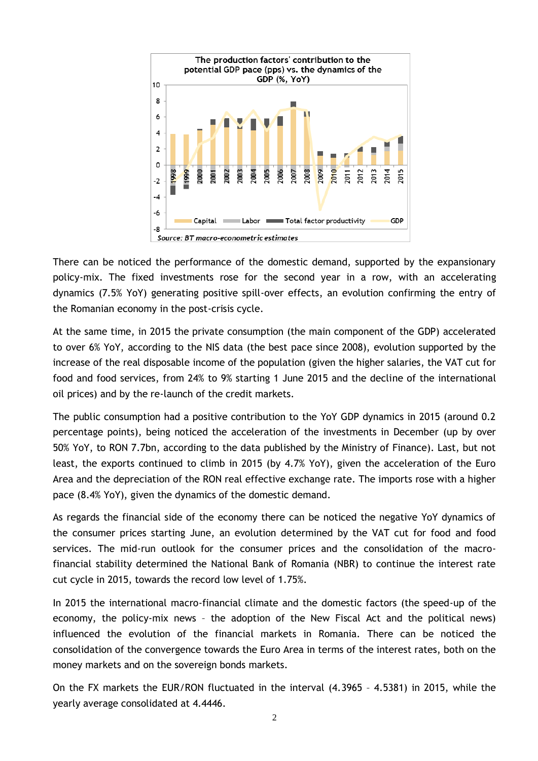**The production factors' contribution to the potential GDP pace (pps) vs. the dynamics of the GDP (%, YoY)**

*Source: BT macro-econometric estimates*

There can be noticed the performance of the domestic demand, supported by the expansionary policy-mix. The fixed investments rose for the second year in a row, with an accelerating dynamics (7.5% YoY) generating positive spill-over effects, an evolution confirming the entry of the Romanian economy in the post-crisis cycle.

At the same time, in 2015 the private consumption (the main component of the GDP) accelerated to over 6% YoY, according to the NIS data (the best pace since 2008), evolution supported by the increase of the real disposable income of the population (given the higher salaries, the VAT cut for food and food services, from 24% to 9% starting 1 June 2015 and the decline of the international oil prices) and by the re-launch of the credit markets.

The public consumption had a positive contribution to the YoY GDP dynamics in 2015 (around 0.2 percentage points), being noticed the acceleration of the investments in December (up by over 50% YoY, to RON 7.7bn, according to the data published by the Ministry of Finance). Last, but not least, the exports continued to climb in 2015 (by 4.7% YoY), given the acceleration of the Euro Area and the depreciation of the RON real effective exchange rate. The imports rose with a higher pace (8.4% YoY), given the dynamics of the domestic demand.

As regards the financial side of the economy there can be noticed the negative YoY dynamics of the consumer prices starting June, an evolution determined by the VAT cut for food and food services. The mid-run outlook for the consumer prices and the consolidation of the macro-financial stability determined the National Bank of Romania (NBR) to continue the interest rate cut cycle in 2015, towards the record low level of 1.75%.

In 2015 the international macro-financial climate and the domestic factors (the speed-up of the economy, the policy-mix news – the adoption of the New Fiscal Act and the political news) influenced the evolution of the financial markets in Romania. There can be noticed the consolidation of the convergence towards the Euro Area in terms of the interest rates, both on the money markets and on the sovereign bonds markets.

On the FX markets the EUR/RON fluctuated in the interval (4.3965 – 4.5381) in 2015, while the yearly average consolidated at 4.4446.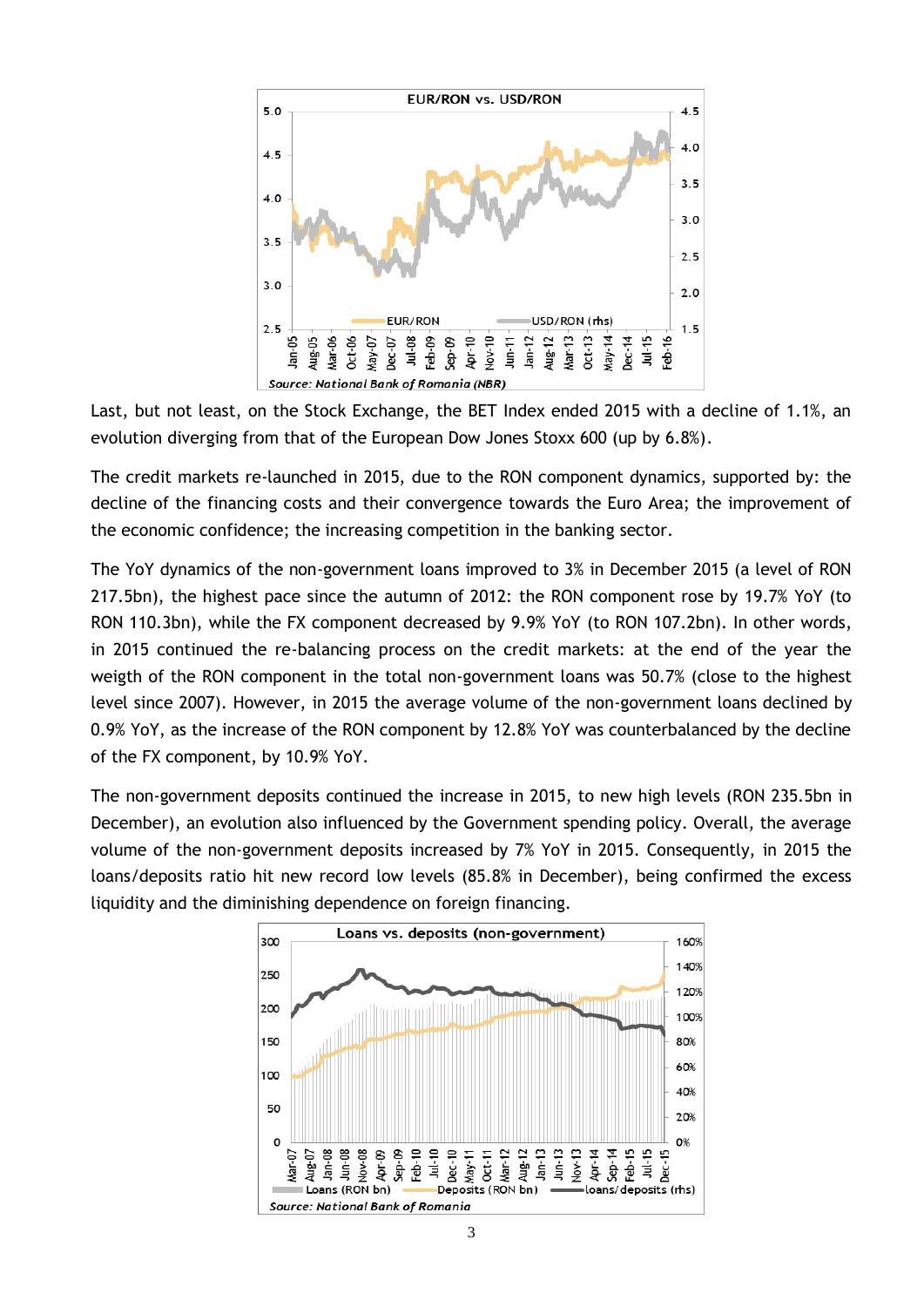Last, but not least, on the Stock Exchange, the BET Index ended 2015 with a decline of 1.1%, an evolution diverging from that of the European Dow Jones Stoxx 600 (up by 6.8%).

The credit markets re-launched in 2015, due to the RON component dynamics, supported by: the decline of the financing costs and their convergence towards the Euro Area; the improvement of the economic confidence; the increasing competition in the banking sector.

The YoY dynamics of the non-government loans improved to 3% in December 2015 (a level of RON 217.5bn), the highest pace since the autumn of 2012: the RON component rose by 19.7% YoY (to RON 110.3bn), while the FX component decreased by 9.9% YoY (to RON 107.2bn). In other words, in 2015 continued the re-balancing process on the credit markets: at the end of the year the weigth of the RON component in the total non-government loans was 50.7% (close to the highest level since 2007). However, in 2015 the average volume of the non-government loans declined by 0.9% YoY, as the increase of the RON component by 12.8% YoY was counterbalanced by the decline of the FX component, by 10.9% YoY.

The non-government deposits continued the increase in 2015, to new high levels (RON 235.5bn in December), an evolution also influenced by the Government spending policy. Overall, the average volume of the non-government deposits increased by 7% YoY in 2015. Consequently, in 2015 the loans/deposits ratio hit new record low levels (85.8% in December), being confirmed the excess liquidity and the diminishing dependence on foreign financing.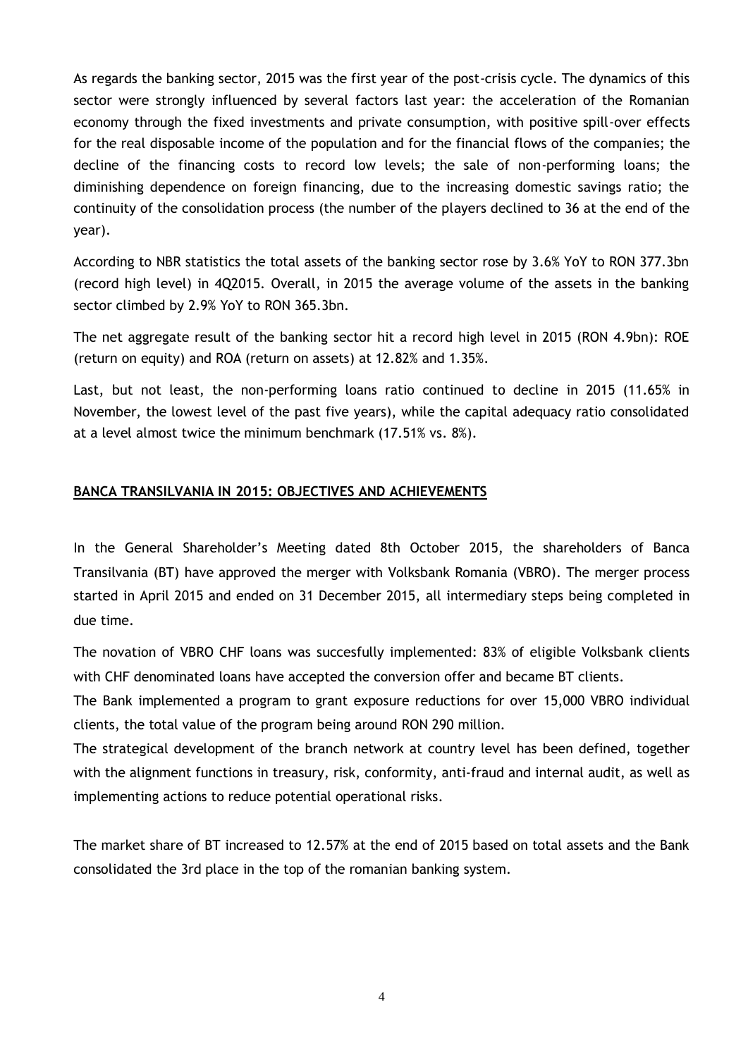As regards the banking sector, 2015 was the first year of the post-crisis cycle. The dynamics of this sector were strongly influenced by several factors last year: the acceleration of the Romanian economy through the fixed investments and private consumption, with positive spill-over effects for the real disposable income of the population and for the financial flows of the companies; the decline of the financing costs to record low levels; the sale of non-performing loans; the diminishing dependence on foreign financing, due to the increasing domestic savings ratio; the continuity of the consolidation process (the number of the players declined to 36 at the end of the year).

According to NBR statistics the total assets of the banking sector rose by 3.6% YoY to RON 377.3bn (record high level) in 4Q2015. Overall, in 2015 the average volume of the assets in the banking sector climbed by 2.9% YoY to RON 365.3bn.

The net aggregate result of the banking sector hit a record high level in 2015 (RON 4.9bn): ROE (return on equity) and ROA (return on assets) at 12.82% and 1.35%.

Last, but not least, the non-performing loans ratio continued to decline in 2015 (11.65% in November, the lowest level of the past five years), while the capital adequacy ratio consolidated at a level almost twice the minimum benchmark (17.51% vs. 8%).

## BANCA TRANSILVANIA IN 2015: OBJECTIVES AND ACHIEVEMENTS

In the General Shareholder's Meeting dated 8th October 2015, the shareholders of Banca Transilvania (BT) have approved the merger with Volksbank Romania (VBRO). The merger process started in April 2015 and ended on 31 December 2015, all intermediary steps being completed in due time.

The novation of VBRO CHF loans was succesfully implemented: 83% of eligible Volksbank clients with CHF denominated loans have accepted the conversion offer and became BT clients.

The Bank implemented a program to grant exposure reductions for over 15,000 VBRO individual clients, the total value of the program being around RON 290 million.

The strategical development of the branch network at country level has been defined, together with the alignment functions in treasury, risk, conformity, anti-fraud and internal audit, as well as implementing actions to reduce potential operational risks.

The market share of BT increased to 12.57% at the end of 2015 based on total assets and the Bank consolidated the 3rd place in the top of the romanian banking system.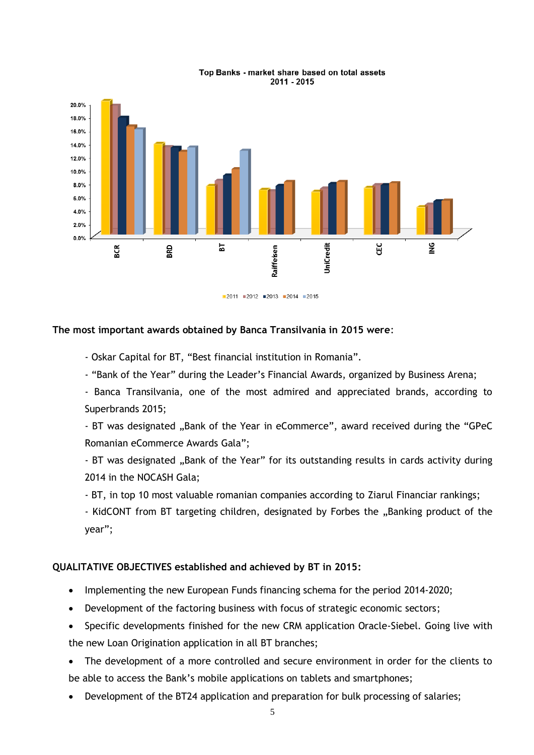Top Banks - market share based on total assets
2011 - 2015

**The most important awards obtained by Banca Transilvania in 2015 were**:

- Oskar Capital for BT, "Best financial institution in Romania".
- "Bank of the Year" during the Leader's Financial Awards, organized by Business Arena;
- Banca Transilvania, one of the most admired and appreciated brands, according to Superbrands 2015;
- BT was designated „Bank of the Year in eCommerce", award received during the "GPeC Romanian eCommerce Awards Gala";
- BT was designated „Bank of the Year" for its outstanding results in cards activity during 2014 in the NOCASH Gala;
- BT, in top 10 most valuable romanian companies according to Ziarul Financiar rankings;
- KidCONT from BT targeting children, designated by Forbes the „Banking product of the year";

**QUALITATIVE OBJECTIVES established and achieved by BT in 2015:**

- Implementing the new European Funds financing schema for the period 2014-2020;
- Development of the factoring business with focus of strategic economic sectors;
- Specific developments finished for the new CRM application Oracle-Siebel. Going live with the new Loan Origination application in all BT branches;
- The development of a more controlled and secure environment in order for the clients to be able to access the Bank's mobile applications on tablets and smartphones;
- Development of the BT24 application and preparation for bulk processing of salaries;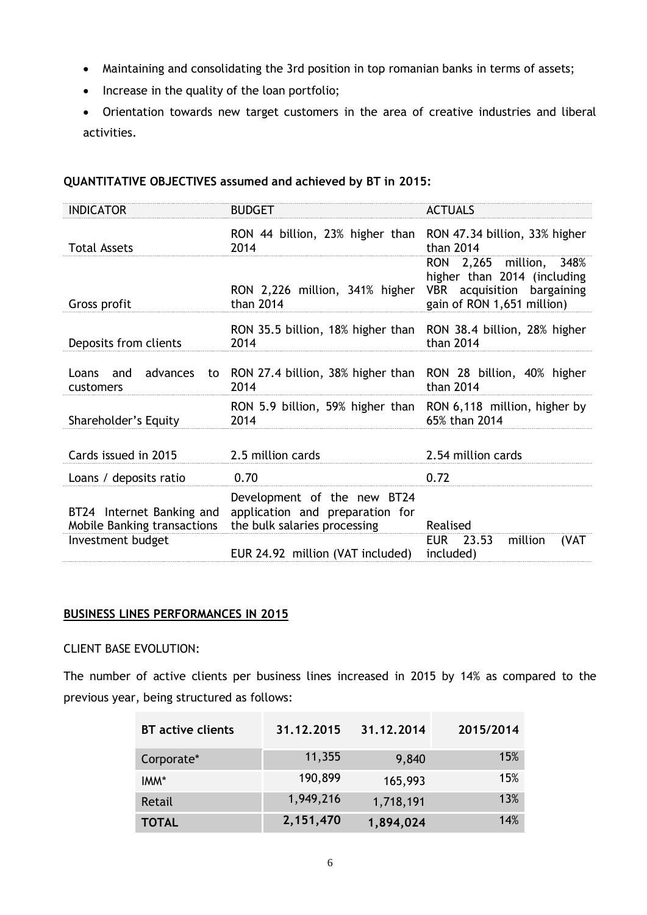- Maintaining and consolidating the 3rd position in top romanian banks in terms of assets;
- Increase in the quality of the loan portfolio;
- Orientation towards new target customers in the area of creative industries and liberal activities.

**QUANTITATIVE OBJECTIVES assumed and achieved by BT in 2015:**

| INDICATOR | BUDGET | ACTUALS |
|---|---|---|
| Total Assets | RON 44 billion, 23% higher than 2014 | RON 47.34 billion, 33% higher than 2014 |
| Gross profit | RON 2,226 million, 341% higher than 2014 | RON 2,265 million, 348% higher than 2014 (including VBR acquisition bargaining gain of RON 1,651 million) |
| Deposits from clients | RON 35.5 billion, 18% higher than 2014 | RON 38.4 billion, 28% higher than 2014 |
| Loans and advances to customers | RON 27.4 billion, 38% higher than 2014 | RON 28 billion, 40% higher than 2014 |
| Shareholder's Equity | RON 5.9 billion, 59% higher than 2014 | RON 6,118 million, higher by 65% than 2014 |
| Cards issued in 2015 | 2.5 million cards | 2.54 million cards |
| Loans / deposits ratio | 0.70 | 0.72 |
| BT24 Internet Banking and Mobile Banking transactions | Development of the new BT24 application and preparation for the bulk salaries processing | Realised |
| Investment budget | EUR 24.92 million (VAT included) | EUR 23.53 million (VAT included) |

**BUSINESS LINES PERFORMANCES IN 2015**

CLIENT BASE EVOLUTION:

The number of active clients per business lines increased in 2015 by 14% as compared to the previous year, being structured as follows:

| BT active clients | 31.12.2015 | 31.12.2014 | 2015/2014 |
|---|---|---|---|
| Corporate* | 11,355 | 9,840 | 15% |
| IMM* | 190,899 | 165,993 | 15% |
| Retail | 1,949,216 | 1,718,191 | 13% |
| **TOTAL** | **2,151,470** | **1,894,024** | 14% |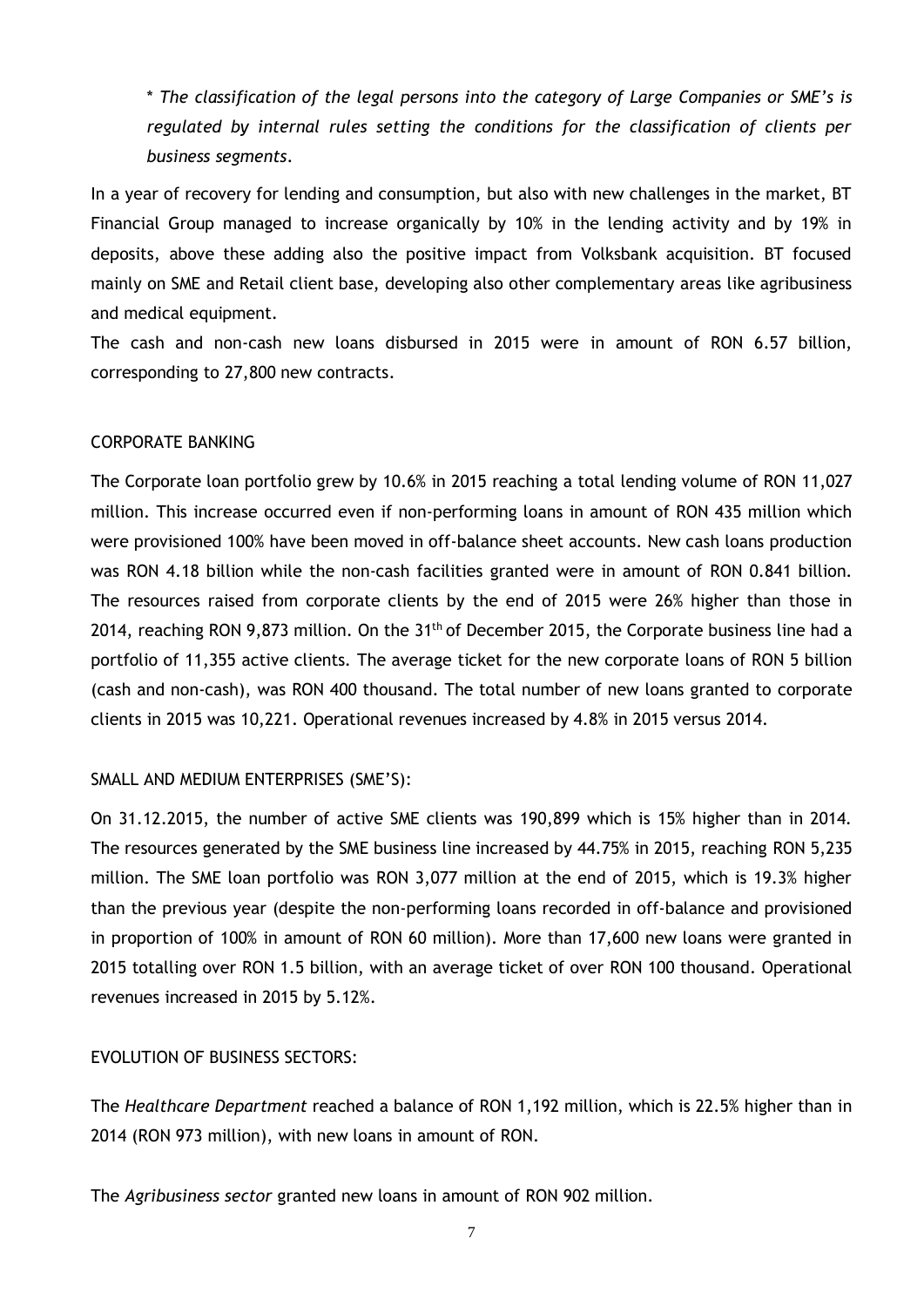*\* The classification of the legal persons into the category of Large Companies or SME's is regulated by internal rules setting the conditions for the classification of clients per business segments.*

In a year of recovery for lending and consumption, but also with new challenges in the market, BT Financial Group managed to increase organically by 10% in the lending activity and by 19% in deposits, above these adding also the positive impact from Volksbank acquisition. BT focused mainly on SME and Retail client base, developing also other complementary areas like agribusiness and medical equipment.

The cash and non-cash new loans disbursed in 2015 were in amount of RON 6.57 billion, corresponding to 27,800 new contracts.

CORPORATE BANKING

The Corporate loan portfolio grew by 10.6% in 2015 reaching a total lending volume of RON 11,027 million. This increase occurred even if non-performing loans in amount of RON 435 million which were provisioned 100% have been moved in off-balance sheet accounts. New cash loans production was RON 4.18 billion while the non-cash facilities granted were in amount of RON 0.841 billion. The resources raised from corporate clients by the end of 2015 were 26% higher than those in 2014, reaching RON 9,873 million. On the 31th of December 2015, the Corporate business line had a portfolio of 11,355 active clients. The average ticket for the new corporate loans of RON 5 billion (cash and non-cash), was RON 400 thousand. The total number of new loans granted to corporate clients in 2015 was 10,221. Operational revenues increased by 4.8% in 2015 versus 2014.

SMALL AND MEDIUM ENTERPRISES (SME'S):

On 31.12.2015, the number of active SME clients was 190,899 which is 15% higher than in 2014. The resources generated by the SME business line increased by 44.75% in 2015, reaching RON 5,235 million. The SME loan portfolio was RON 3,077 million at the end of 2015, which is 19.3% higher than the previous year (despite the non-performing loans recorded in off-balance and provisioned in proportion of 100% in amount of RON 60 million). More than 17,600 new loans were granted in 2015 totalling over RON 1.5 billion, with an average ticket of over RON 100 thousand. Operational revenues increased in 2015 by 5.12%.

EVOLUTION OF BUSINESS SECTORS:

The *Healthcare Department* reached a balance of RON 1,192 million, which is 22.5% higher than in 2014 (RON 973 million), with new loans in amount of RON.

The *Agribusiness sector* granted new loans in amount of RON 902 million.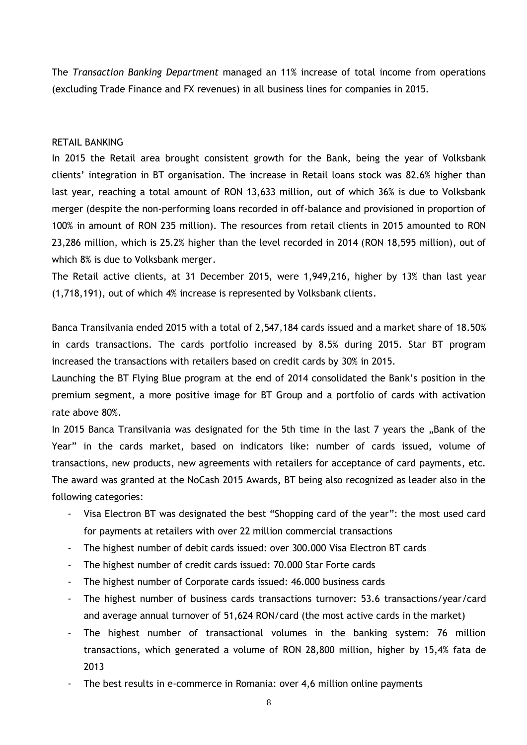The *Transaction Banking Department* managed an 11% increase of total income from operations (excluding Trade Finance and FX revenues) in all business lines for companies in 2015.

## RETAIL BANKING

In 2015 the Retail area brought consistent growth for the Bank, being the year of Volksbank clients' integration in BT organisation. The increase in Retail loans stock was 82.6% higher than last year, reaching a total amount of RON 13,633 million, out of which 36% is due to Volksbank merger (despite the non-performing loans recorded in off-balance and provisioned in proportion of 100% in amount of RON 235 million). The resources from retail clients in 2015 amounted to RON 23,286 million, which is 25.2% higher than the level recorded in 2014 (RON 18,595 million), out of which 8% is due to Volksbank merger.

The Retail active clients, at 31 December 2015, were 1,949,216, higher by 13% than last year (1,718,191), out of which 4% increase is represented by Volksbank clients.

Banca Transilvania ended 2015 with a total of 2,547,184 cards issued and a market share of 18.50% in cards transactions. The cards portfolio increased by 8.5% during 2015. Star BT program increased the transactions with retailers based on credit cards by 30% in 2015.

Launching the BT Flying Blue program at the end of 2014 consolidated the Bank's position in the premium segment, a more positive image for BT Group and a portfolio of cards with activation rate above 80%.

In 2015 Banca Transilvania was designated for the 5th time in the last 7 years the „Bank of the Year" in the cards market, based on indicators like: number of cards issued, volume of transactions, new products, new agreements with retailers for acceptance of card payments, etc. The award was granted at the NoCash 2015 Awards, BT being also recognized as leader also in the following categories:

- Visa Electron BT was designated the best "Shopping card of the year": the most used card for payments at retailers with over 22 million commercial transactions
- The highest number of debit cards issued: over 300.000 Visa Electron BT cards
- The highest number of credit cards issued: 70.000 Star Forte cards
- The highest number of Corporate cards issued: 46.000 business cards
- The highest number of business cards transactions turnover: 53.6 transactions/year/card and average annual turnover of 51,624 RON/card (the most active cards in the market)
- The highest number of transactional volumes in the banking system: 76 million transactions, which generated a volume of RON 28,800 million, higher by 15,4% fata de 2013
- The best results in e-commerce in Romania: over 4,6 million online payments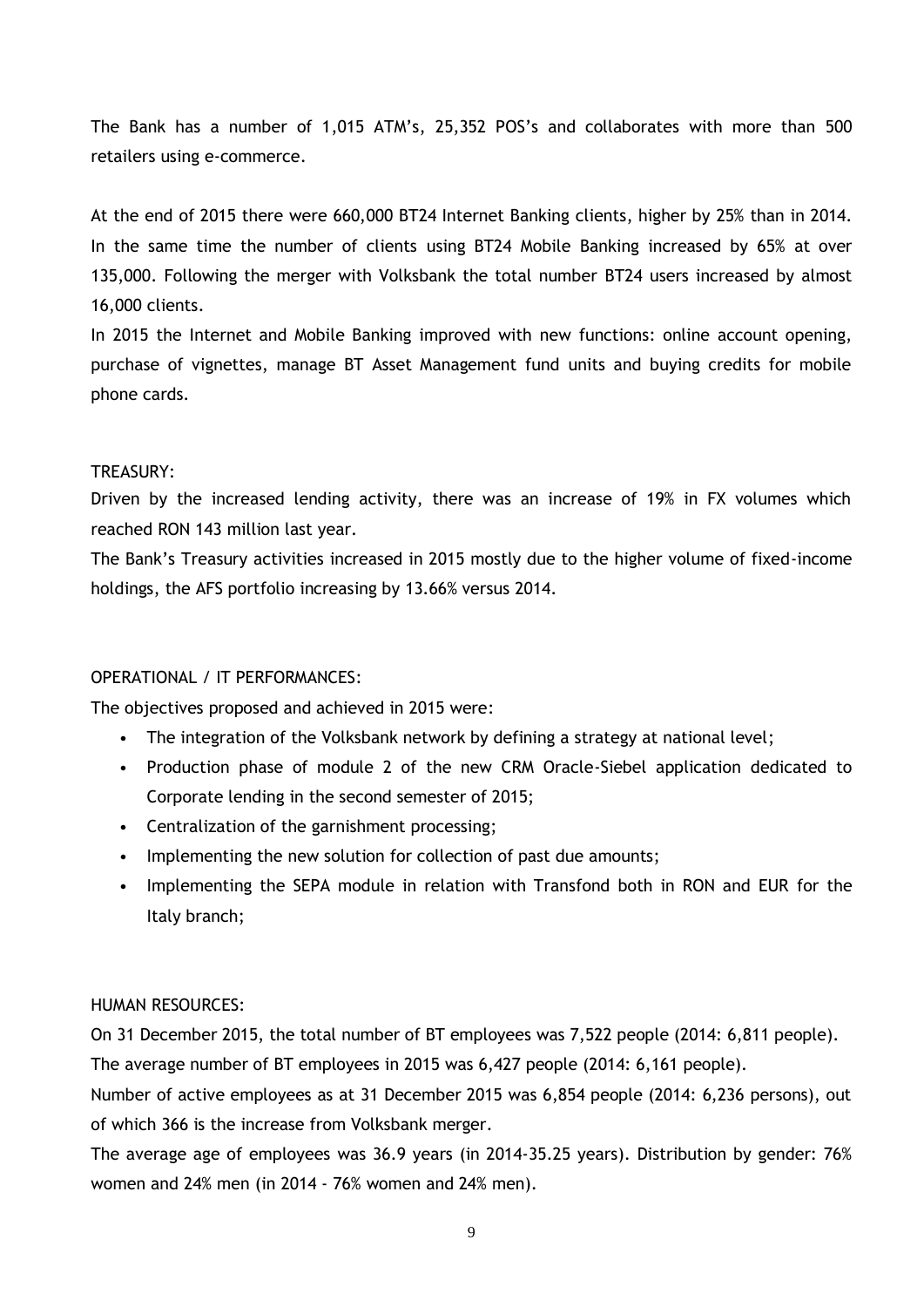The Bank has a number of 1,015 ATM's, 25,352 POS's and collaborates with more than 500 retailers using e-commerce.

At the end of 2015 there were 660,000 BT24 Internet Banking clients, higher by 25% than in 2014. In the same time the number of clients using BT24 Mobile Banking increased by 65% at over 135,000. Following the merger with Volksbank the total number BT24 users increased by almost 16,000 clients.

In 2015 the Internet and Mobile Banking improved with new functions: online account opening, purchase of vignettes, manage BT Asset Management fund units and buying credits for mobile phone cards.

TREASURY:

Driven by the increased lending activity, there was an increase of 19% in FX volumes which reached RON 143 million last year.

The Bank's Treasury activities increased in 2015 mostly due to the higher volume of fixed-income holdings, the AFS portfolio increasing by 13.66% versus 2014.

OPERATIONAL / IT PERFORMANCES:

The objectives proposed and achieved in 2015 were:

- The integration of the Volksbank network by defining a strategy at national level;
- Production phase of module 2 of the new CRM Oracle-Siebel application dedicated to Corporate lending in the second semester of 2015;
- Centralization of the garnishment processing;
- Implementing the new solution for collection of past due amounts;
- Implementing the SEPA module in relation with Transfond both in RON and EUR for the Italy branch;

HUMAN RESOURCES:

On 31 December 2015, the total number of BT employees was 7,522 people (2014: 6,811 people).

The average number of BT employees in 2015 was 6,427 people (2014: 6,161 people).

Number of active employees as at 31 December 2015 was 6,854 people (2014: 6,236 persons), out of which 366 is the increase from Volksbank merger.

The average age of employees was 36.9 years (in 2014-35.25 years). Distribution by gender: 76% women and 24% men (in 2014 - 76% women and 24% men).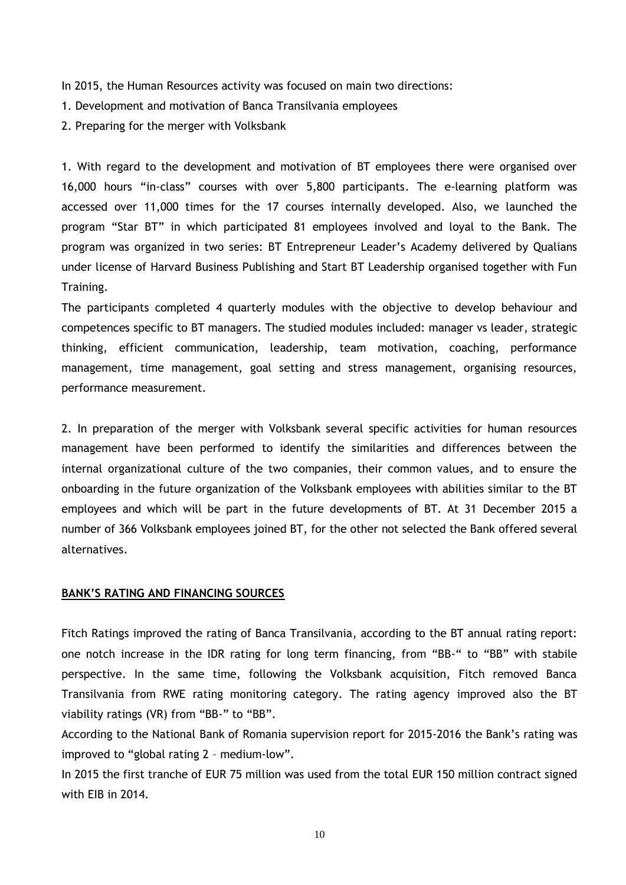In 2015, the Human Resources activity was focused on main two directions:

1. Development and motivation of Banca Transilvania employees
2. Preparing for the merger with Volksbank

1. With regard to the development and motivation of BT employees there were organised over 16,000 hours "in-class" courses with over 5,800 participants. The e-learning platform was accessed over 11,000 times for the 17 courses internally developed. Also, we launched the program "Star BT" in which participated 81 employees involved and loyal to the Bank. The program was organized in two series: BT Entrepreneur Leader's Academy delivered by Qualians under license of Harvard Business Publishing and Start BT Leadership organised together with Fun Training.

The participants completed 4 quarterly modules with the objective to develop behaviour and competences specific to BT managers. The studied modules included: manager vs leader, strategic thinking, efficient communication, leadership, team motivation, coaching, performance management, time management, goal setting and stress management, organising resources, performance measurement.

2. In preparation of the merger with Volksbank several specific activities for human resources management have been performed to identify the similarities and differences between the internal organizational culture of the two companies, their common values, and to ensure the onboarding in the future organization of the Volksbank employees with abilities similar to the BT employees and which will be part in the future developments of BT. At 31 December 2015 a number of 366 Volksbank employees joined BT, for the other not selected the Bank offered several alternatives.

## BANK'S RATING AND FINANCING SOURCES

Fitch Ratings improved the rating of Banca Transilvania, according to the BT annual rating report: one notch increase in the IDR rating for long term financing, from "BB-" to "BB" with stabile perspective. In the same time, following the Volksbank acquisition, Fitch removed Banca Transilvania from RWE rating monitoring category. The rating agency improved also the BT viability ratings (VR) from "BB-" to "BB".

According to the National Bank of Romania supervision report for 2015-2016 the Bank's rating was improved to "global rating 2 – medium-low".

In 2015 the first tranche of EUR 75 million was used from the total EUR 150 million contract signed with EIB in 2014.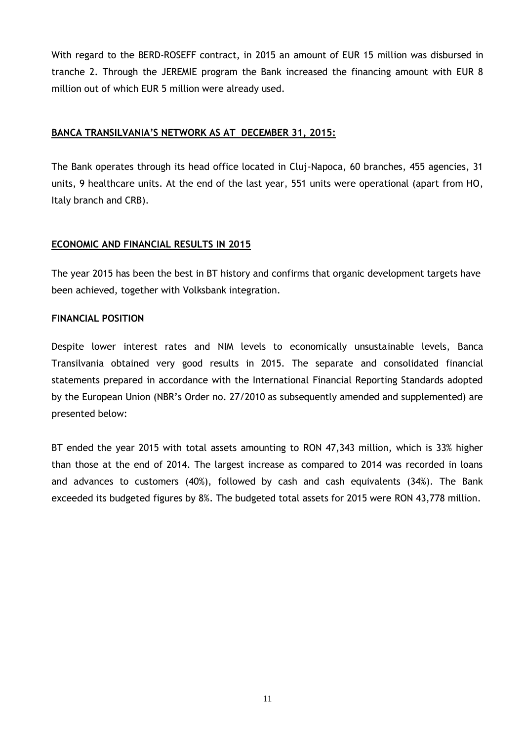With regard to the BERD-ROSEFF contract, in 2015 an amount of EUR 15 million was disbursed in tranche 2. Through the JEREMIE program the Bank increased the financing amount with EUR 8 million out of which EUR 5 million were already used.

## BANCA TRANSILVANIA'S NETWORK AS AT DECEMBER 31, 2015:

The Bank operates through its head office located in Cluj-Napoca, 60 branches, 455 agencies, 31 units, 9 healthcare units. At the end of the last year, 551 units were operational (apart from HO, Italy branch and CRB).

## ECONOMIC AND FINANCIAL RESULTS IN 2015

The year 2015 has been the best in BT history and confirms that organic development targets have been achieved, together with Volksbank integration.

### FINANCIAL POSITION

Despite lower interest rates and NIM levels to economically unsustainable levels, Banca Transilvania obtained very good results in 2015. The separate and consolidated financial statements prepared in accordance with the International Financial Reporting Standards adopted by the European Union (NBR's Order no. 27/2010 as subsequently amended and supplemented) are presented below:

BT ended the year 2015 with total assets amounting to RON 47,343 million, which is 33% higher than those at the end of 2014. The largest increase as compared to 2014 was recorded in loans and advances to customers (40%), followed by cash and cash equivalents (34%). The Bank exceeded its budgeted figures by 8%. The budgeted total assets for 2015 were RON 43,778 million.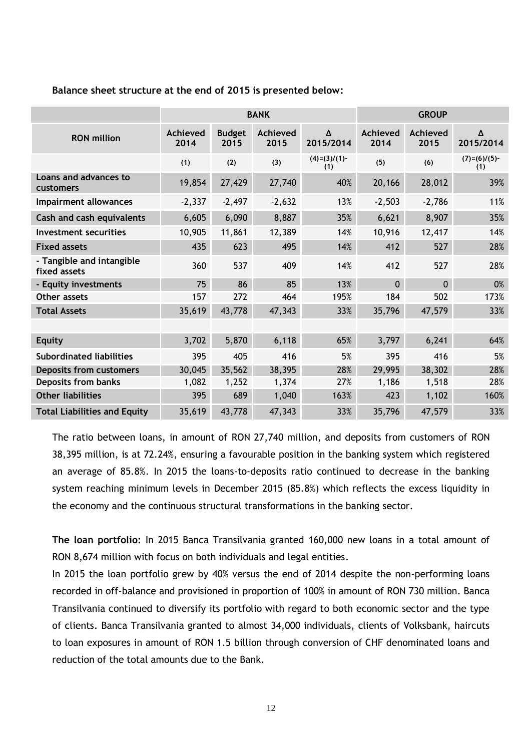**Balance sheet structure at the end of 2015 is presented below:**

| | BANK | | | | GROUP | | |
|---|---|---|---|---|---|---|---|
| RON million | Achieved 2014 | Budget 2015 | Achieved 2015 | Δ 2015/2014 | Achieved 2014 | Achieved 2015 | Δ 2015/2014 |
| | (1) | (2) | (3) | (4)=(3)/(1)-(1) | (5) | (6) | (7)=(6)/(5)-(1) |
| Loans and advances to customers | 19,854 | 27,429 | 27,740 | 40% | 20,166 | 28,012 | 39% |
| Impairment allowances | -2,337 | -2,497 | -2,632 | 13% | -2,503 | -2,786 | 11% |
| Cash and cash equivalents | 6,605 | 6,090 | 8,887 | 35% | 6,621 | 8,907 | 35% |
| Investment securities | 10,905 | 11,861 | 12,389 | 14% | 10,916 | 12,417 | 14% |
| Fixed assets | 435 | 623 | 495 | 14% | 412 | 527 | 28% |
| - Tangible and intangible fixed assets | 360 | 537 | 409 | 14% | 412 | 527 | 28% |
| - Equity investments | 75 | 86 | 85 | 13% | 0 | 0 | 0% |
| Other assets | 157 | 272 | 464 | 195% | 184 | 502 | 173% |
| Total Assets | 35,619 | 43,778 | 47,343 | 33% | 35,796 | 47,579 | 33% |
| | | | | | | | |
| Equity | 3,702 | 5,870 | 6,118 | 65% | 3,797 | 6,241 | 64% |
| Subordinated liabilities | 395 | 405 | 416 | 5% | 395 | 416 | 5% |
| Deposits from customers | 30,045 | 35,562 | 38,395 | 28% | 29,995 | 38,302 | 28% |
| Deposits from banks | 1,082 | 1,252 | 1,374 | 27% | 1,186 | 1,518 | 28% |
| Other liabilities | 395 | 689 | 1,040 | 163% | 423 | 1,102 | 160% |
| Total Liabilities and Equity | 35,619 | 43,778 | 47,343 | 33% | 35,796 | 47,579 | 33% |

The ratio between loans, in amount of RON 27,740 million, and deposits from customers of RON 38,395 million, is at 72.24%, ensuring a favourable position in the banking system which registered an average of 85.8%. In 2015 the loans-to-deposits ratio continued to decrease in the banking system reaching minimum levels in December 2015 (85.8%) which reflects the excess liquidity in the economy and the continuous structural transformations in the banking sector.

**The loan portfolio:** In 2015 Banca Transilvania granted 160,000 new loans in a total amount of RON 8,674 million with focus on both individuals and legal entities.

In 2015 the loan portfolio grew by 40% versus the end of 2014 despite the non-performing loans recorded in off-balance and provisioned in proportion of 100% in amount of RON 730 million. Banca Transilvania continued to diversify its portfolio with regard to both economic sector and the type of clients. Banca Transilvania granted to almost 34,000 individuals, clients of Volksbank, haircuts to loan exposures in amount of RON 1.5 billion through conversion of CHF denominated loans and reduction of the total amounts due to the Bank.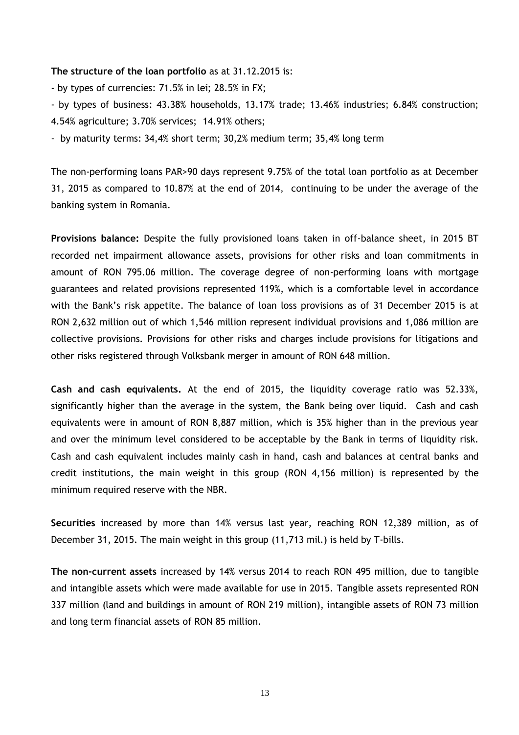**The structure of the loan portfolio** as at 31.12.2015 is:

- by types of currencies: 71.5% in lei; 28.5% in FX;
- by types of business: 43.38% households, 13.17% trade; 13.46% industries; 6.84% construction; 4.54% agriculture; 3.70% services; 14.91% others;
- by maturity terms: 34,4% short term; 30,2% medium term; 35,4% long term

The non-performing loans PAR>90 days represent 9.75% of the total loan portfolio as at December 31, 2015 as compared to 10.87% at the end of 2014, continuing to be under the average of the banking system in Romania.

**Provisions balance:** Despite the fully provisioned loans taken in off-balance sheet, in 2015 BT recorded net impairment allowance assets, provisions for other risks and loan commitments in amount of RON 795.06 million. The coverage degree of non-performing loans with mortgage guarantees and related provisions represented 119%, which is a comfortable level in accordance with the Bank's risk appetite. The balance of loan loss provisions as of 31 December 2015 is at RON 2,632 million out of which 1,546 million represent individual provisions and 1,086 million are collective provisions. Provisions for other risks and charges include provisions for litigations and other risks registered through Volksbank merger in amount of RON 648 million.

**Cash and cash equivalents.** At the end of 2015, the liquidity coverage ratio was 52.33%, significantly higher than the average in the system, the Bank being over liquid. Cash and cash equivalents were in amount of RON 8,887 million, which is 35% higher than in the previous year and over the minimum level considered to be acceptable by the Bank in terms of liquidity risk. Cash and cash equivalent includes mainly cash in hand, cash and balances at central banks and credit institutions, the main weight in this group (RON 4,156 million) is represented by the minimum required reserve with the NBR.

**Securities** increased by more than 14% versus last year, reaching RON 12,389 million, as of December 31, 2015. The main weight in this group (11,713 mil.) is held by T-bills.

**The non-current assets** increased by 14% versus 2014 to reach RON 495 million, due to tangible and intangible assets which were made available for use in 2015. Tangible assets represented RON 337 million (land and buildings in amount of RON 219 million), intangible assets of RON 73 million and long term financial assets of RON 85 million.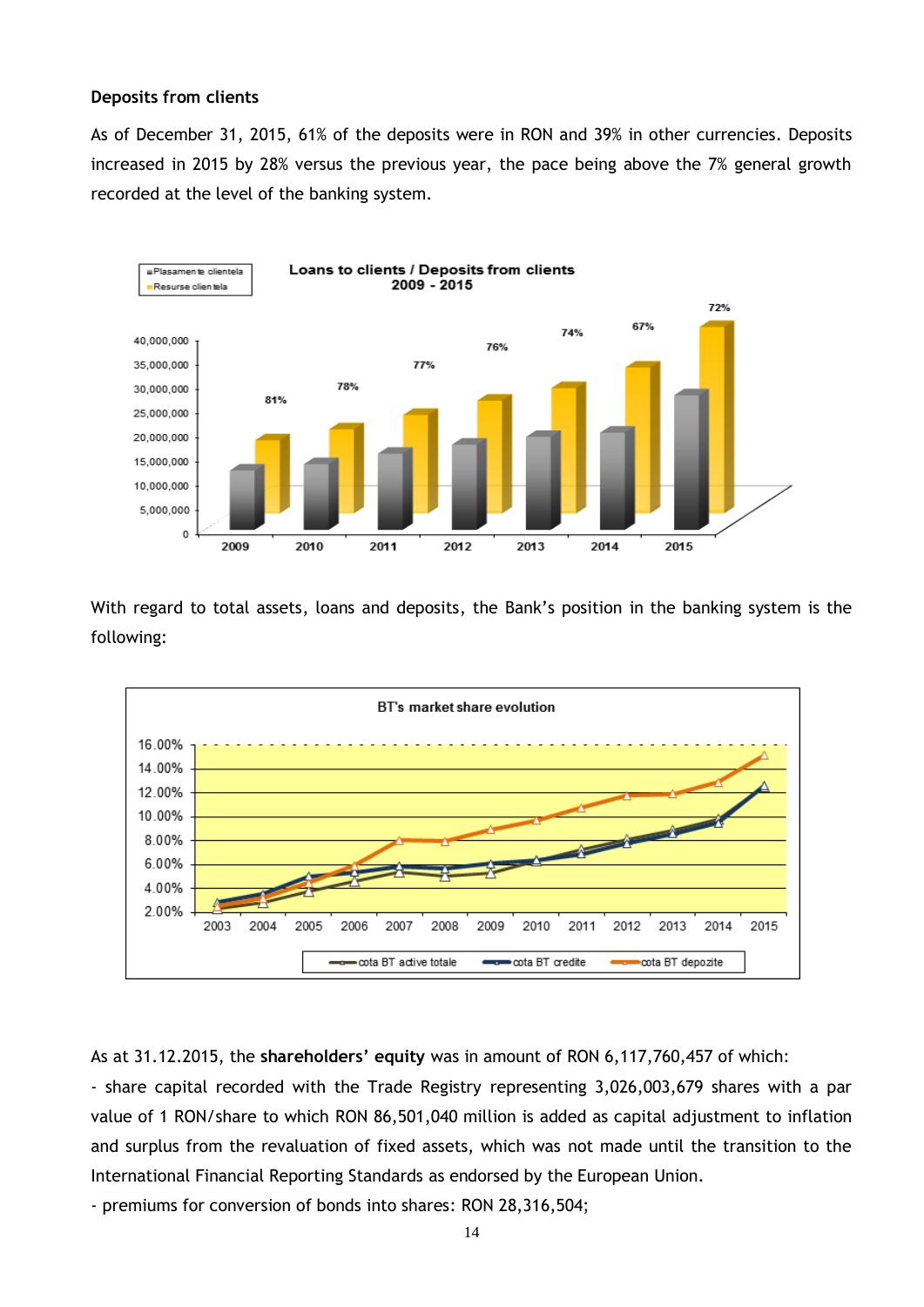**Deposits from clients**

As of December 31, 2015, 61% of the deposits were in RON and 39% in other currencies. Deposits increased in 2015 by 28% versus the previous year, the pace being above the 7% general growth recorded at the level of the banking system.

With regard to total assets, loans and deposits, the Bank's position in the banking system is the following:

As at 31.12.2015, the **shareholders' equity** was in amount of RON 6,117,760,457 of which:

- share capital recorded with the Trade Registry representing 3,026,003,679 shares with a par value of 1 RON/share to which RON 86,501,040 million is added as capital adjustment to inflation and surplus from the revaluation of fixed assets, which was not made until the transition to the International Financial Reporting Standards as endorsed by the European Union.
- premiums for conversion of bonds into shares: RON 28,316,504;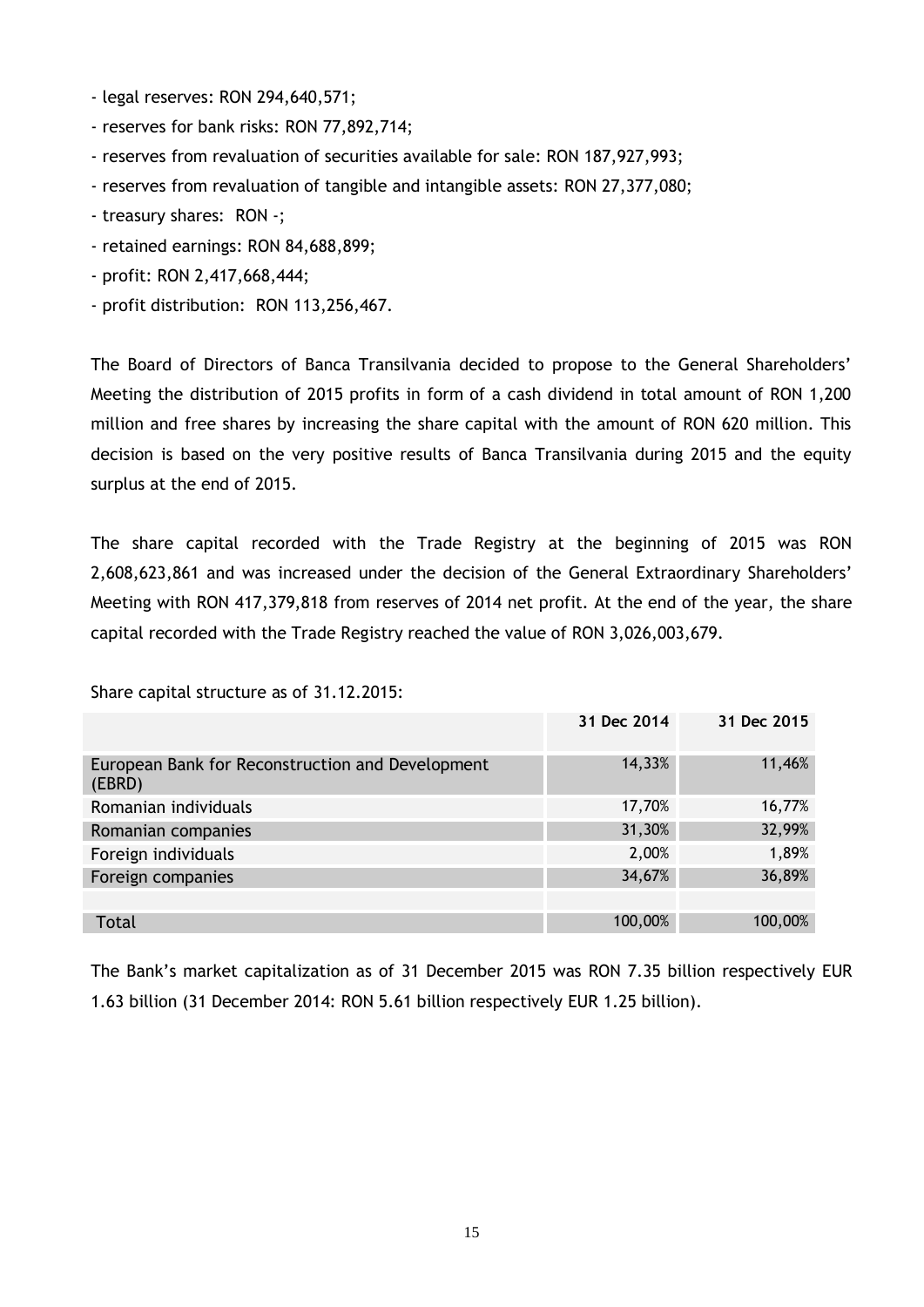- legal reserves: RON 294,640,571;
- reserves for bank risks: RON 77,892,714;
- reserves from revaluation of securities available for sale: RON 187,927,993;
- reserves from revaluation of tangible and intangible assets: RON 27,377,080;
- treasury shares: RON -;
- retained earnings: RON 84,688,899;
- profit: RON 2,417,668,444;
- profit distribution: RON 113,256,467.

The Board of Directors of Banca Transilvania decided to propose to the General Shareholders' Meeting the distribution of 2015 profits in form of a cash dividend in total amount of RON 1,200 million and free shares by increasing the share capital with the amount of RON 620 million. This decision is based on the very positive results of Banca Transilvania during 2015 and the equity surplus at the end of 2015.

The share capital recorded with the Trade Registry at the beginning of 2015 was RON 2,608,623,861 and was increased under the decision of the General Extraordinary Shareholders' Meeting with RON 417,379,818 from reserves of 2014 net profit. At the end of the year, the share capital recorded with the Trade Registry reached the value of RON 3,026,003,679.

Share capital structure as of 31.12.2015:

| | 31 Dec 2014 | 31 Dec 2015 |
|---|---|---|
| European Bank for Reconstruction and Development (EBRD) | 14,33% | 11,46% |
| Romanian individuals | 17,70% | 16,77% |
| Romanian companies | 31,30% | 32,99% |
| Foreign individuals | 2,00% | 1,89% |
| Foreign companies | 34,67% | 36,89% |
| | | |
| Total | 100,00% | 100,00% |

The Bank's market capitalization as of 31 December 2015 was RON 7.35 billion respectively EUR 1.63 billion (31 December 2014: RON 5.61 billion respectively EUR 1.25 billion).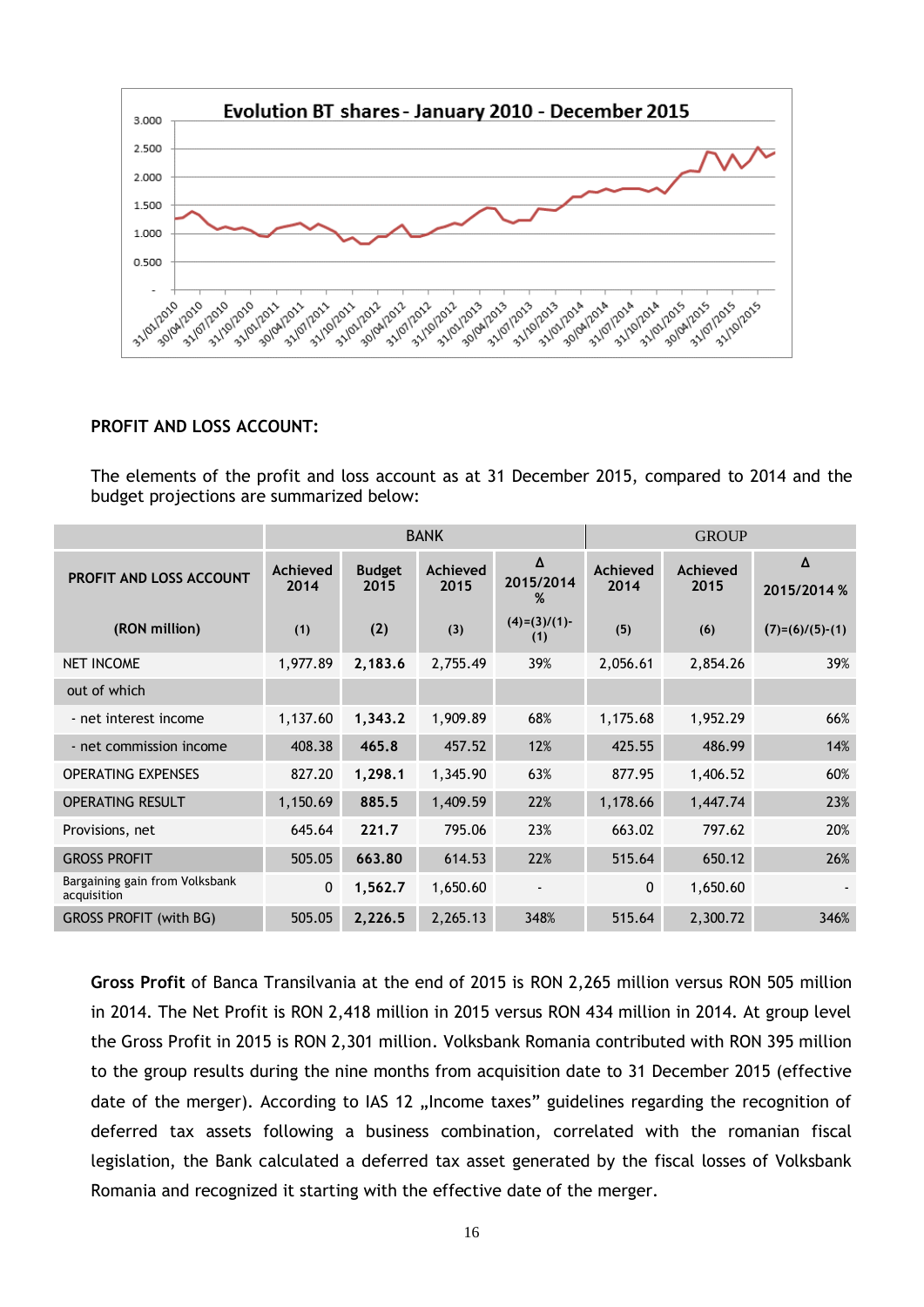**PROFIT AND LOSS ACCOUNT:**

The elements of the profit and loss account as at 31 December 2015, compared to 2014 and the budget projections are summarized below:

| | BANK | | | | GROUP | | |
|---|---|---|---|---|---|---|---|
| PROFIT AND LOSS ACCOUNT | Achieved 2014 | Budget 2015 | Achieved 2015 | Δ 2015/2014 % | Achieved 2014 | Achieved 2015 | Δ 2015/2014 % |
| (RON million) | (1) | (2) | (3) | (4)=(3)/(1)-(1) | (5) | (6) | (7)=(6)/(5)-(1) |
| NET INCOME | 1,977.89 | **2,183.6** | 2,755.49 | 39% | 2,056.61 | 2,854.26 | 39% |
| out of which | | | | | | | |
| - net interest income | 1,137.60 | **1,343.2** | 1,909.89 | 68% | 1,175.68 | 1,952.29 | 66% |
| - net commission income | 408.38 | **465.8** | 457.52 | 12% | 425.55 | 486.99 | 14% |
| OPERATING EXPENSES | 827.20 | **1,298.1** | 1,345.90 | 63% | 877.95 | 1,406.52 | 60% |
| OPERATING RESULT | 1,150.69 | **885.5** | 1,409.59 | 22% | 1,178.66 | 1,447.74 | 23% |
| Provisions, net | 645.64 | **221.7** | 795.06 | 23% | 663.02 | 797.62 | 20% |
| GROSS PROFIT | 505.05 | **663.80** | 614.53 | 22% | 515.64 | 650.12 | 26% |
| Bargaining gain from Volksbank acquisition | 0 | **1,562.7** | 1,650.60 | - | 0 | 1,650.60 | - |
| GROSS PROFIT (with BG) | 505.05 | **2,226.5** | 2,265.13 | 348% | 515.64 | 2,300.72 | 346% |

**Gross Profit** of Banca Transilvania at the end of 2015 is RON 2,265 million versus RON 505 million in 2014. The Net Profit is RON 2,418 million in 2015 versus RON 434 million in 2014. At group level the Gross Profit in 2015 is RON 2,301 million. Volksbank Romania contributed with RON 395 million to the group results during the nine months from acquisition date to 31 December 2015 (effective date of the merger). According to IAS 12 „Income taxes" guidelines regarding the recognition of deferred tax assets following a business combination, correlated with the romanian fiscal legislation, the Bank calculated a deferred tax asset generated by the fiscal losses of Volksbank Romania and recognized it starting with the effective date of the merger.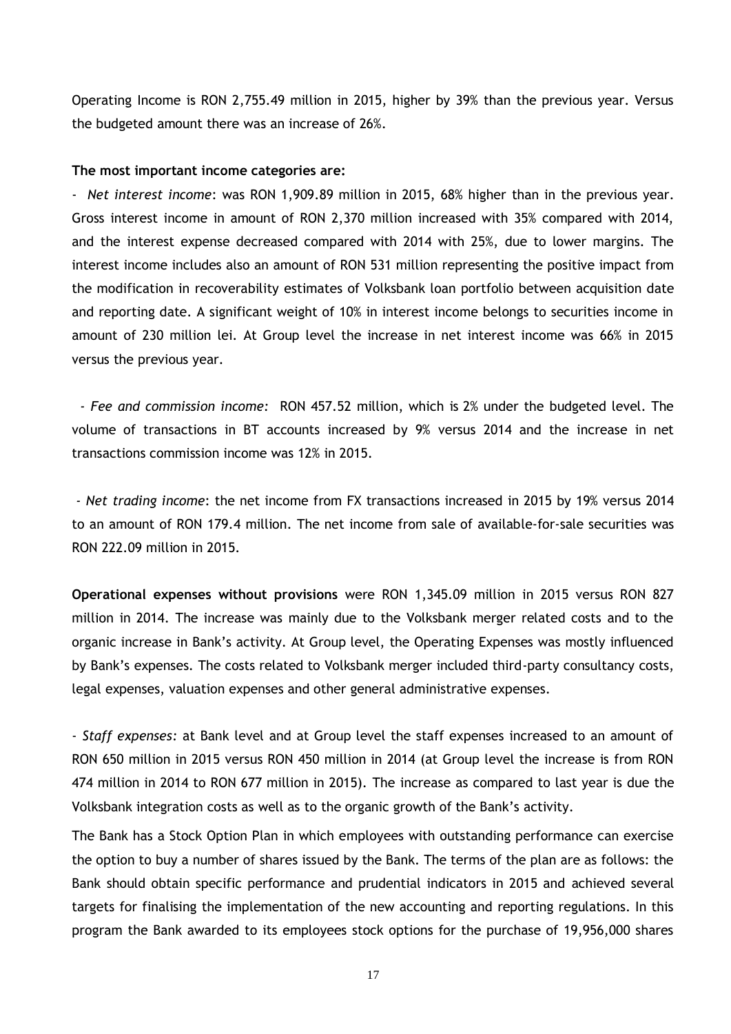Operating Income is RON 2,755.49 million in 2015, higher by 39% than the previous year. Versus the budgeted amount there was an increase of 26%.

**The most important income categories are:**

- *Net interest income*: was RON 1,909.89 million in 2015, 68% higher than in the previous year. Gross interest income in amount of RON 2,370 million increased with 35% compared with 2014, and the interest expense decreased compared with 2014 with 25%, due to lower margins. The interest income includes also an amount of RON 531 million representing the positive impact from the modification in recoverability estimates of Volksbank loan portfolio between acquisition date and reporting date. A significant weight of 10% in interest income belongs to securities income in amount of 230 million lei. At Group level the increase in net interest income was 66% in 2015 versus the previous year.

- *Fee and commission income:* RON 457.52 million, which is 2% under the budgeted level. The volume of transactions in BT accounts increased by 9% versus 2014 and the increase in net transactions commission income was 12% in 2015.

- *Net trading income*: the net income from FX transactions increased in 2015 by 19% versus 2014 to an amount of RON 179.4 million. The net income from sale of available-for-sale securities was RON 222.09 million in 2015.

**Operational expenses without provisions** were RON 1,345.09 million in 2015 versus RON 827 million in 2014. The increase was mainly due to the Volksbank merger related costs and to the organic increase in Bank's activity. At Group level, the Operating Expenses was mostly influenced by Bank's expenses. The costs related to Volksbank merger included third-party consultancy costs, legal expenses, valuation expenses and other general administrative expenses.

- *Staff expenses:* at Bank level and at Group level the staff expenses increased to an amount of RON 650 million in 2015 versus RON 450 million in 2014 (at Group level the increase is from RON 474 million in 2014 to RON 677 million in 2015). The increase as compared to last year is due the Volksbank integration costs as well as to the organic growth of the Bank's activity.

The Bank has a Stock Option Plan in which employees with outstanding performance can exercise the option to buy a number of shares issued by the Bank. The terms of the plan are as follows: the Bank should obtain specific performance and prudential indicators in 2015 and achieved several targets for finalising the implementation of the new accounting and reporting regulations. In this program the Bank awarded to its employees stock options for the purchase of 19,956,000 shares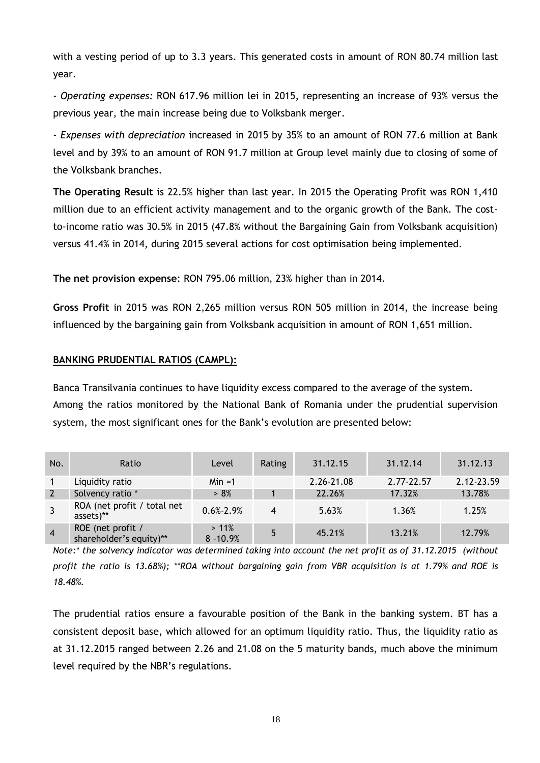with a vesting period of up to 3.3 years. This generated costs in amount of RON 80.74 million last year.

- *Operating expenses:* RON 617.96 million lei in 2015, representing an increase of 93% versus the previous year, the main increase being due to Volksbank merger.

- *Expenses with depreciation* increased in 2015 by 35% to an amount of RON 77.6 million at Bank level and by 39% to an amount of RON 91.7 million at Group level mainly due to closing of some of the Volksbank branches.

**The Operating Result** is 22.5% higher than last year. In 2015 the Operating Profit was RON 1,410 million due to an efficient activity management and to the organic growth of the Bank. The cost-to-income ratio was 30.5% in 2015 (47.8% without the Bargaining Gain from Volksbank acquisition) versus 41.4% in 2014, during 2015 several actions for cost optimisation being implemented.

**The net provision expense**: RON 795.06 million, 23% higher than in 2014.

**Gross Profit** in 2015 was RON 2,265 million versus RON 505 million in 2014, the increase being influenced by the bargaining gain from Volksbank acquisition in amount of RON 1,651 million.

**BANKING PRUDENTIAL RATIOS (CAMPL):**

Banca Transilvania continues to have liquidity excess compared to the average of the system. Among the ratios monitored by the National Bank of Romania under the prudential supervision system, the most significant ones for the Bank's evolution are presented below:

| No. | Ratio | Level | Rating | 31.12.15 | 31.12.14 | 31.12.13 |
|---|---|---|---|---|---|---|
| 1 | Liquidity ratio | Min =1 | | 2.26-21.08 | 2.77-22.57 | 2.12-23.59 |
| 2 | Solvency ratio * | > 8% | 1 | 22.26% | 17.32% | 13.78% |
| 3 | ROA (net profit / total net assets)** | 0.6%-2.9% | 4 | 5.63% | 1.36% | 1.25% |
| 4 | ROE (net profit / shareholder's equity)** | > 11% 8 -10.9% | 5 | 45.21% | 13.21% | 12.79% |

*Note:* the solvency indicator was determined taking into account the net profit as of 31.12.2015 (without profit the ratio is 13.68%); **ROA without bargaining gain from VBR acquisition is at 1.79% and ROE is 18.48%.*

The prudential ratios ensure a favourable position of the Bank in the banking system. BT has a consistent deposit base, which allowed for an optimum liquidity ratio. Thus, the liquidity ratio as at 31.12.2015 ranged between 2.26 and 21.08 on the 5 maturity bands, much above the minimum level required by the NBR's regulations.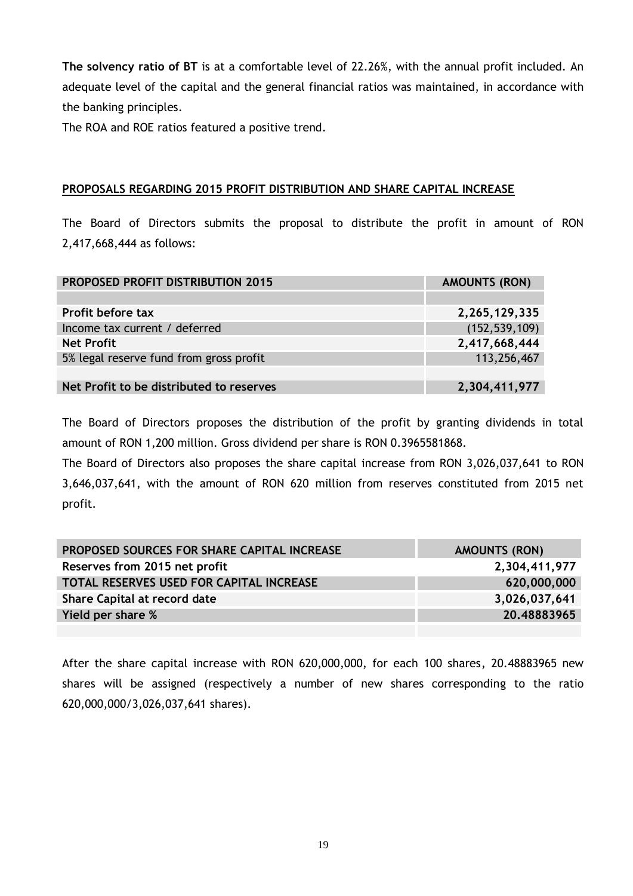**The solvency ratio of BT** is at a comfortable level of 22.26%, with the annual profit included. An adequate level of the capital and the general financial ratios was maintained, in accordance with the banking principles.

The ROA and ROE ratios featured a positive trend.

## PROPOSALS REGARDING 2015 PROFIT DISTRIBUTION AND SHARE CAPITAL INCREASE

The Board of Directors submits the proposal to distribute the profit in amount of RON 2,417,668,444 as follows:

| PROPOSED PROFIT DISTRIBUTION 2015 | AMOUNTS (RON) |
|---|---|
| | |
| **Profit before tax** | **2,265,129,335** |
| Income tax current / deferred | (152,539,109) |
| **Net Profit** | **2,417,668,444** |
| 5% legal reserve fund from gross profit | 113,256,467 |
| | |
| **Net Profit to be distributed to reserves** | **2,304,411,977** |

The Board of Directors proposes the distribution of the profit by granting dividends in total amount of RON 1,200 million. Gross dividend per share is RON 0.3965581868.

The Board of Directors also proposes the share capital increase from RON 3,026,037,641 to RON 3,646,037,641, with the amount of RON 620 million from reserves constituted from 2015 net profit.

| PROPOSED SOURCES FOR SHARE CAPITAL INCREASE | AMOUNTS (RON) |
|---|---|
| **Reserves from 2015 net profit** | **2,304,411,977** |
| **TOTAL RESERVES USED FOR CAPITAL INCREASE** | **620,000,000** |
| **Share Capital at record date** | **3,026,037,641** |
| **Yield per share %** | **20.48883965** |
| | |

After the share capital increase with RON 620,000,000, for each 100 shares, 20.48883965 new shares will be assigned (respectively a number of new shares corresponding to the ratio 620,000,000/3,026,037,641 shares).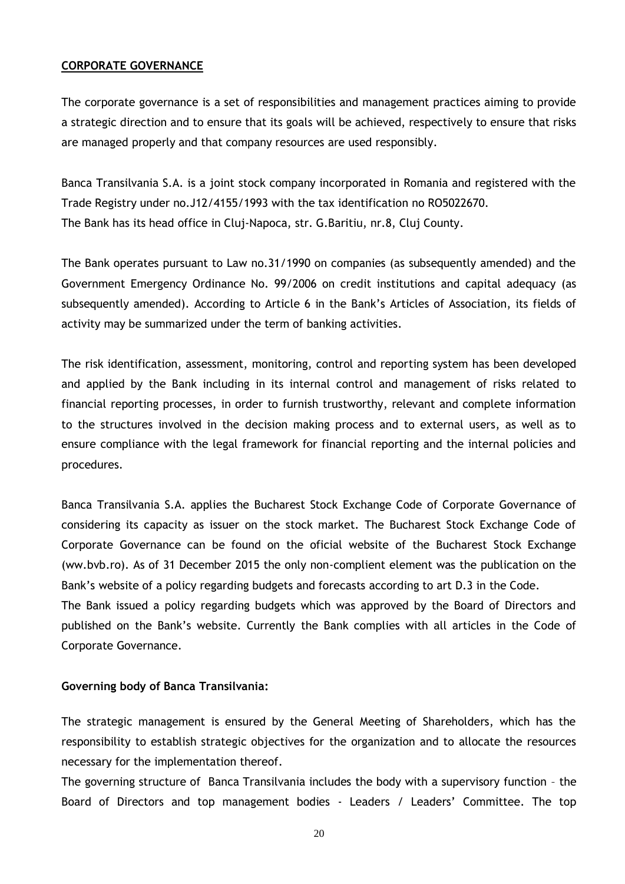**CORPORATE GOVERNANCE**

The corporate governance is a set of responsibilities and management practices aiming to provide a strategic direction and to ensure that its goals will be achieved, respectively to ensure that risks are managed properly and that company resources are used responsibly.

Banca Transilvania S.A. is a joint stock company incorporated in Romania and registered with the Trade Registry under no.J12/4155/1993 with the tax identification no RO5022670.
The Bank has its head office in Cluj-Napoca, str. G.Baritiu, nr.8, Cluj County.

The Bank operates pursuant to Law no.31/1990 on companies (as subsequently amended) and the Government Emergency Ordinance No. 99/2006 on credit institutions and capital adequacy (as subsequently amended). According to Article 6 in the Bank's Articles of Association, its fields of activity may be summarized under the term of banking activities.

The risk identification, assessment, monitoring, control and reporting system has been developed and applied by the Bank including in its internal control and management of risks related to financial reporting processes, in order to furnish trustworthy, relevant and complete information to the structures involved in the decision making process and to external users, as well as to ensure compliance with the legal framework for financial reporting and the internal policies and procedures.

Banca Transilvania S.A. applies the Bucharest Stock Exchange Code of Corporate Governance of considering its capacity as issuer on the stock market. The Bucharest Stock Exchange Code of Corporate Governance can be found on the oficial website of the Bucharest Stock Exchange (ww.bvb.ro). As of 31 December 2015 the only non-complient element was the publication on the Bank's website of a policy regarding budgets and forecasts according to art D.3 in the Code.
The Bank issued a policy regarding budgets which was approved by the Board of Directors and published on the Bank's website. Currently the Bank complies with all articles in the Code of Corporate Governance.

**Governing body of Banca Transilvania:**

The strategic management is ensured by the General Meeting of Shareholders, which has the responsibility to establish strategic objectives for the organization and to allocate the resources necessary for the implementation thereof.
The governing structure of Banca Transilvania includes the body with a supervisory function – the Board of Directors and top management bodies - Leaders / Leaders' Committee. The top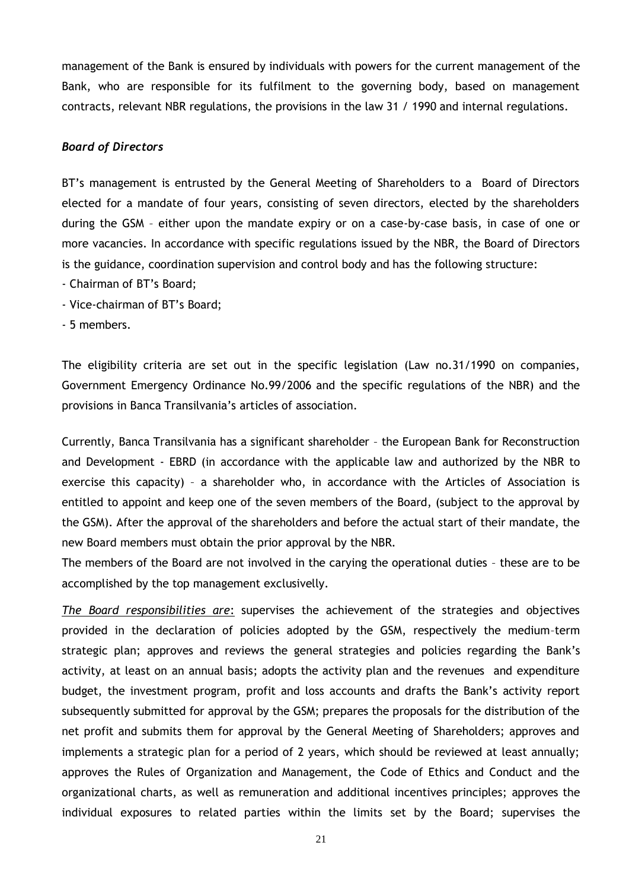management of the Bank is ensured by individuals with powers for the current management of the Bank, who are responsible for its fulfilment to the governing body, based on management contracts, relevant NBR regulations, the provisions in the law 31 / 1990 and internal regulations.

***Board of Directors***

BT's management is entrusted by the General Meeting of Shareholders to a Board of Directors elected for a mandate of four years, consisting of seven directors, elected by the shareholders during the GSM – either upon the mandate expiry or on a case-by-case basis, in case of one or more vacancies. In accordance with specific regulations issued by the NBR, the Board of Directors is the guidance, coordination supervision and control body and has the following structure:

- Chairman of BT's Board;
- Vice-chairman of BT's Board;
- 5 members.

The eligibility criteria are set out in the specific legislation (Law no.31/1990 on companies, Government Emergency Ordinance No.99/2006 and the specific regulations of the NBR) and the provisions in Banca Transilvania's articles of association.

Currently, Banca Transilvania has a significant shareholder – the European Bank for Reconstruction and Development - EBRD (in accordance with the applicable law and authorized by the NBR to exercise this capacity) – a shareholder who, in accordance with the Articles of Association is entitled to appoint and keep one of the seven members of the Board, (subject to the approval by the GSM). After the approval of the shareholders and before the actual start of their mandate, the new Board members must obtain the prior approval by the NBR.

The members of the Board are not involved in the carying the operational duties – these are to be accomplished by the top management exclusivelly.

*The Board responsibilities are*: supervises the achievement of the strategies and objectives provided in the declaration of policies adopted by the GSM, respectively the medium–term strategic plan; approves and reviews the general strategies and policies regarding the Bank's activity, at least on an annual basis; adopts the activity plan and the revenues and expenditure budget, the investment program, profit and loss accounts and drafts the Bank's activity report subsequently submitted for approval by the GSM; prepares the proposals for the distribution of the net profit and submits them for approval by the General Meeting of Shareholders; approves and implements a strategic plan for a period of 2 years, which should be reviewed at least annually; approves the Rules of Organization and Management, the Code of Ethics and Conduct and the organizational charts, as well as remuneration and additional incentives principles; approves the individual exposures to related parties within the limits set by the Board; supervises the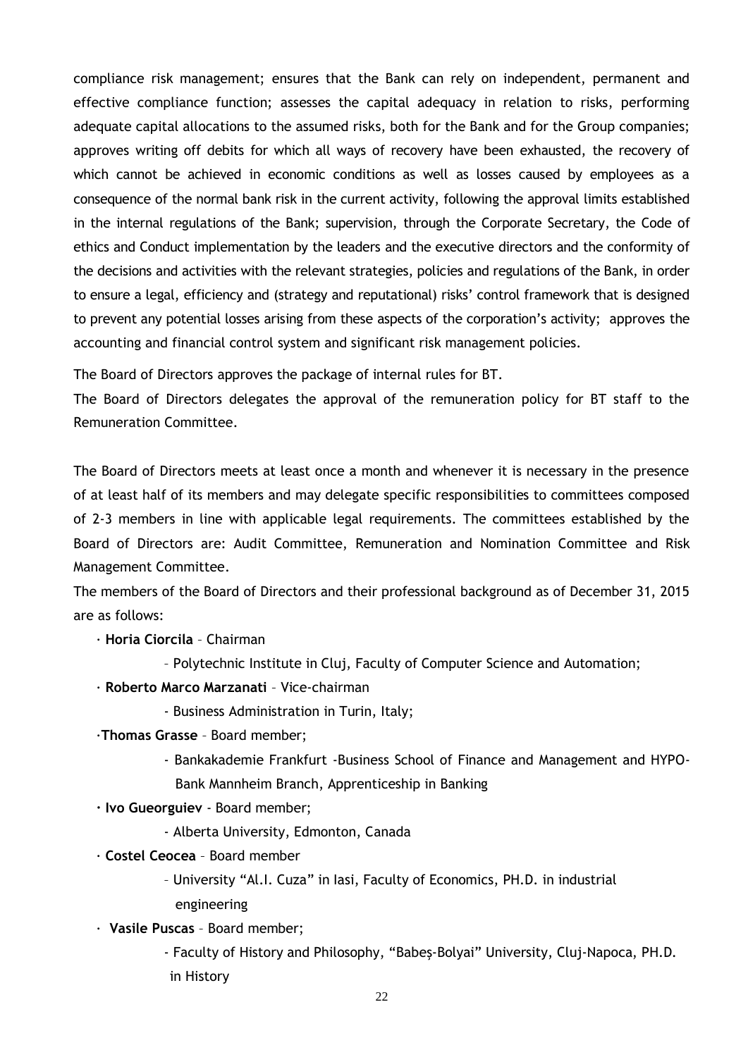compliance risk management; ensures that the Bank can rely on independent, permanent and effective compliance function; assesses the capital adequacy in relation to risks, performing adequate capital allocations to the assumed risks, both for the Bank and for the Group companies; approves writing off debits for which all ways of recovery have been exhausted, the recovery of which cannot be achieved in economic conditions as well as losses caused by employees as a consequence of the normal bank risk in the current activity, following the approval limits established in the internal regulations of the Bank; supervision, through the Corporate Secretary, the Code of ethics and Conduct implementation by the leaders and the executive directors and the conformity of the decisions and activities with the relevant strategies, policies and regulations of the Bank, in order to ensure a legal, efficiency and (strategy and reputational) risks' control framework that is designed to prevent any potential losses arising from these aspects of the corporation's activity; approves the accounting and financial control system and significant risk management policies.

The Board of Directors approves the package of internal rules for BT.

The Board of Directors delegates the approval of the remuneration policy for BT staff to the Remuneration Committee.

The Board of Directors meets at least once a month and whenever it is necessary in the presence of at least half of its members and may delegate specific responsibilities to committees composed of 2-3 members in line with applicable legal requirements. The committees established by the Board of Directors are: Audit Committee, Remuneration and Nomination Committee and Risk Management Committee.

The members of the Board of Directors and their professional background as of December 31, 2015 are as follows:

- **Horia Ciorcila** – Chairman
  - Polytechnic Institute in Cluj, Faculty of Computer Science and Automation;
- **Roberto Marco Marzanati** – Vice-chairman
  - Business Administration in Turin, Italy;
- **Thomas Grasse** – Board member;
  - Bankakademie Frankfurt -Business School of Finance and Management and HYPO-Bank Mannheim Branch, Apprenticeship in Banking
- **Ivo Gueorguiev** - Board member;
  - Alberta University, Edmonton, Canada
- **Costel Ceocea** – Board member
  - University "Al.I. Cuza" in Iasi, Faculty of Economics, PH.D. in industrial engineering
- **Vasile Puscas** – Board member;
  - Faculty of History and Philosophy, "Babeş-Bolyai" University, Cluj-Napoca, PH.D. in History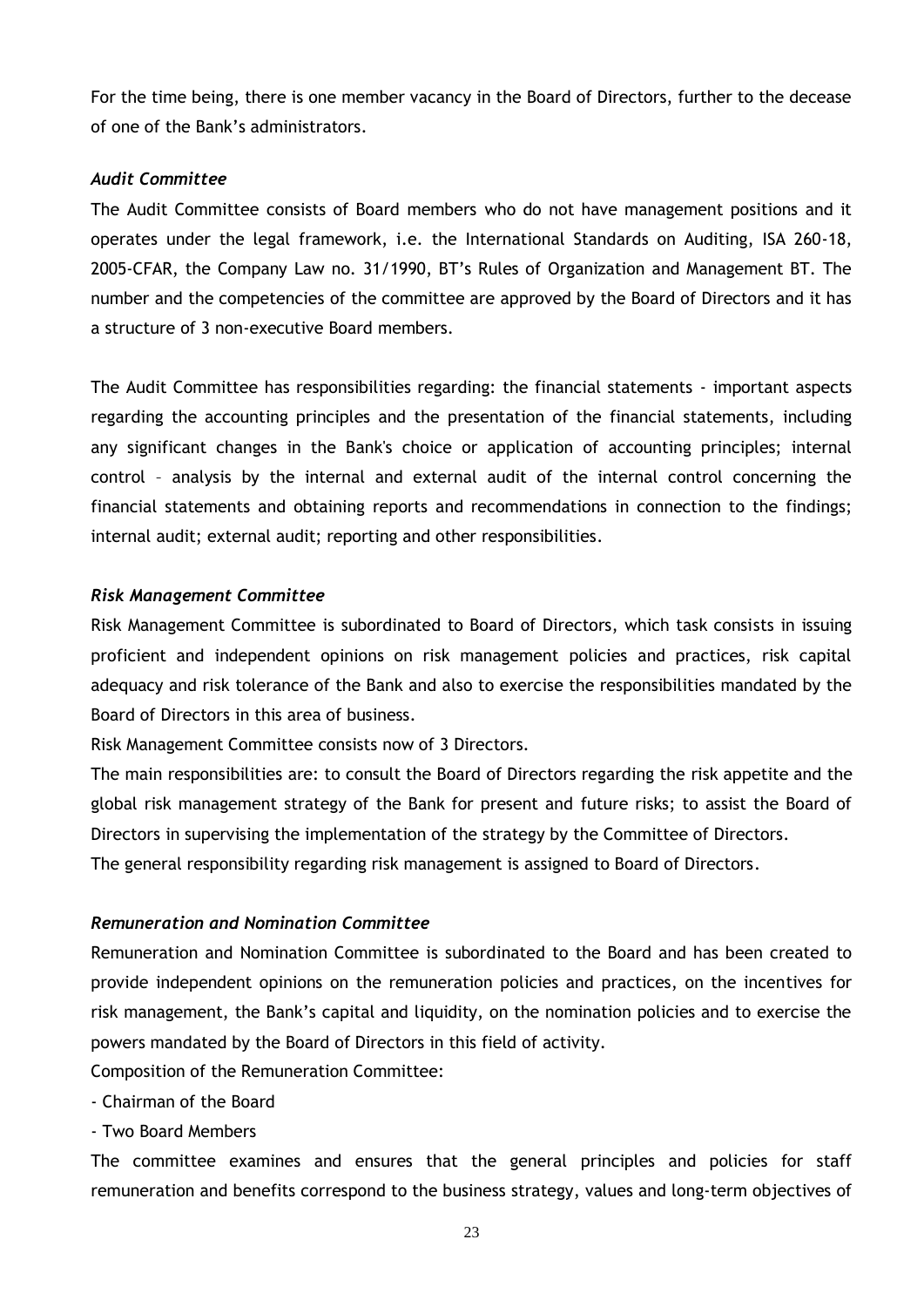For the time being, there is one member vacancy in the Board of Directors, further to the decease of one of the Bank's administrators.

***Audit Committee***

The Audit Committee consists of Board members who do not have management positions and it operates under the legal framework, i.e. the International Standards on Auditing, ISA 260-18, 2005-CFAR, the Company Law no. 31/1990, BT's Rules of Organization and Management BT. The number and the competencies of the committee are approved by the Board of Directors and it has a structure of 3 non-executive Board members.

The Audit Committee has responsibilities regarding: the financial statements - important aspects regarding the accounting principles and the presentation of the financial statements, including any significant changes in the Bank's choice or application of accounting principles; internal control – analysis by the internal and external audit of the internal control concerning the financial statements and obtaining reports and recommendations in connection to the findings; internal audit; external audit; reporting and other responsibilities.

***Risk Management Committee***

Risk Management Committee is subordinated to Board of Directors, which task consists in issuing proficient and independent opinions on risk management policies and practices, risk capital adequacy and risk tolerance of the Bank and also to exercise the responsibilities mandated by the Board of Directors in this area of business.

Risk Management Committee consists now of 3 Directors.

The main responsibilities are: to consult the Board of Directors regarding the risk appetite and the global risk management strategy of the Bank for present and future risks; to assist the Board of Directors in supervising the implementation of the strategy by the Committee of Directors.

The general responsibility regarding risk management is assigned to Board of Directors.

***Remuneration and Nomination Committee***

Remuneration and Nomination Committee is subordinated to the Board and has been created to provide independent opinions on the remuneration policies and practices, on the incentives for risk management, the Bank's capital and liquidity, on the nomination policies and to exercise the powers mandated by the Board of Directors in this field of activity.

Composition of the Remuneration Committee:

- Chairman of the Board
- Two Board Members

The committee examines and ensures that the general principles and policies for staff remuneration and benefits correspond to the business strategy, values and long-term objectives of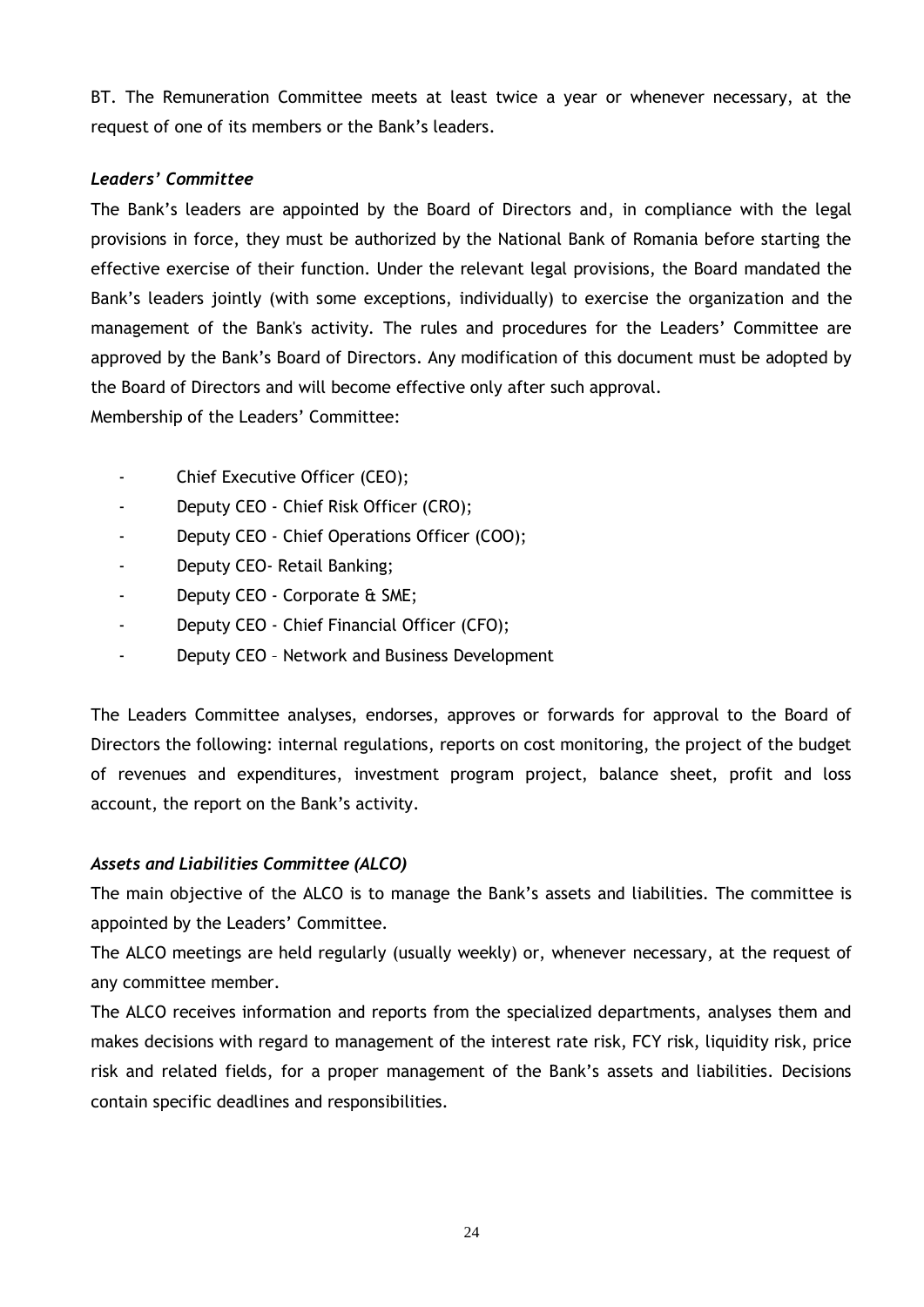BT. The Remuneration Committee meets at least twice a year or whenever necessary, at the request of one of its members or the Bank's leaders.

***Leaders' Committee***

The Bank's leaders are appointed by the Board of Directors and, in compliance with the legal provisions in force, they must be authorized by the National Bank of Romania before starting the effective exercise of their function. Under the relevant legal provisions, the Board mandated the Bank's leaders jointly (with some exceptions, individually) to exercise the organization and the management of the Bank's activity. The rules and procedures for the Leaders' Committee are approved by the Bank's Board of Directors. Any modification of this document must be adopted by the Board of Directors and will become effective only after such approval.

Membership of the Leaders' Committee:

- Chief Executive Officer (CEO);
- Deputy CEO - Chief Risk Officer (CRO);
- Deputy CEO - Chief Operations Officer (COO);
- Deputy CEO- Retail Banking;
- Deputy CEO - Corporate & SME;
- Deputy CEO - Chief Financial Officer (CFO);
- Deputy CEO – Network and Business Development

The Leaders Committee analyses, endorses, approves or forwards for approval to the Board of Directors the following: internal regulations, reports on cost monitoring, the project of the budget of revenues and expenditures, investment program project, balance sheet, profit and loss account, the report on the Bank's activity.

***Assets and Liabilities Committee (ALCO)***

The main objective of the ALCO is to manage the Bank's assets and liabilities. The committee is appointed by the Leaders' Committee.

The ALCO meetings are held regularly (usually weekly) or, whenever necessary, at the request of any committee member.

The ALCO receives information and reports from the specialized departments, analyses them and makes decisions with regard to management of the interest rate risk, FCY risk, liquidity risk, price risk and related fields, for a proper management of the Bank's assets and liabilities. Decisions contain specific deadlines and responsibilities.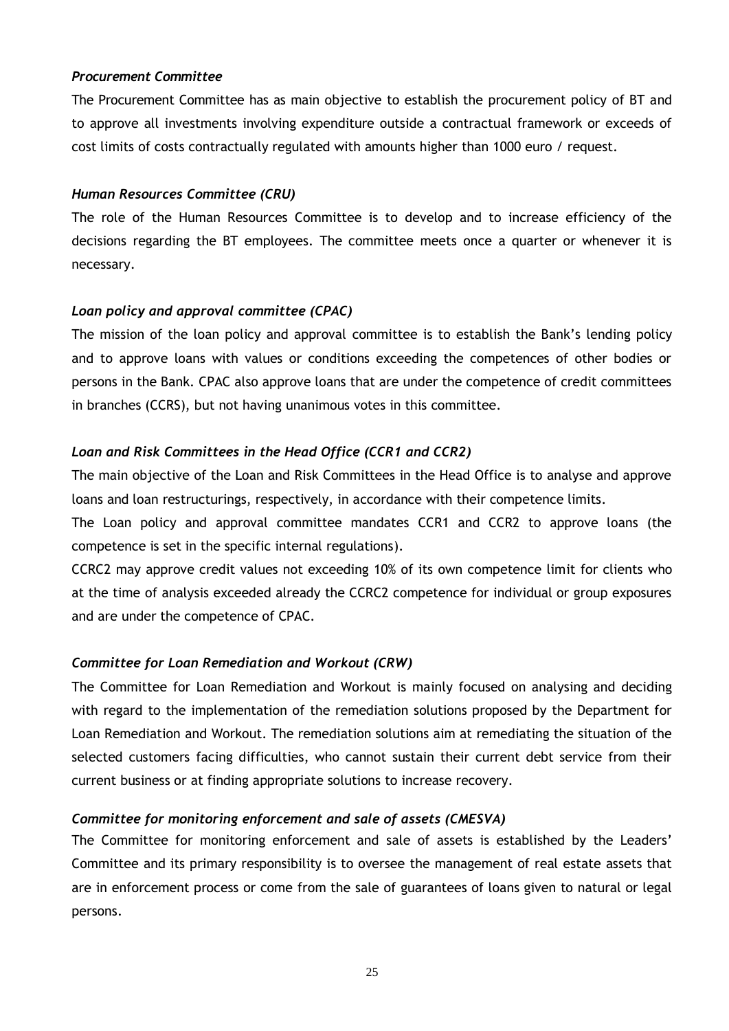*Procurement Committee*

The Procurement Committee has as main objective to establish the procurement policy of BT and to approve all investments involving expenditure outside a contractual framework or exceeds of cost limits of costs contractually regulated with amounts higher than 1000 euro / request.

*Human Resources Committee (CRU)*

The role of the Human Resources Committee is to develop and to increase efficiency of the decisions regarding the BT employees. The committee meets once a quarter or whenever it is necessary.

*Loan policy and approval committee (CPAC)*

The mission of the loan policy and approval committee is to establish the Bank's lending policy and to approve loans with values or conditions exceeding the competences of other bodies or persons in the Bank. CPAC also approve loans that are under the competence of credit committees in branches (CCRS), but not having unanimous votes in this committee.

*Loan and Risk Committees in the Head Office (CCR1 and CCR2)*

The main objective of the Loan and Risk Committees in the Head Office is to analyse and approve loans and loan restructurings, respectively, in accordance with their competence limits.

The Loan policy and approval committee mandates CCR1 and CCR2 to approve loans (the competence is set in the specific internal regulations).

CCRC2 may approve credit values not exceeding 10% of its own competence limit for clients who at the time of analysis exceeded already the CCRC2 competence for individual or group exposures and are under the competence of CPAC.

*Committee for Loan Remediation and Workout (CRW)*

The Committee for Loan Remediation and Workout is mainly focused on analysing and deciding with regard to the implementation of the remediation solutions proposed by the Department for Loan Remediation and Workout. The remediation solutions aim at remediating the situation of the selected customers facing difficulties, who cannot sustain their current debt service from their current business or at finding appropriate solutions to increase recovery.

*Committee for monitoring enforcement and sale of assets (CMESVA)*

The Committee for monitoring enforcement and sale of assets is established by the Leaders' Committee and its primary responsibility is to oversee the management of real estate assets that are in enforcement process or come from the sale of guarantees of loans given to natural or legal persons.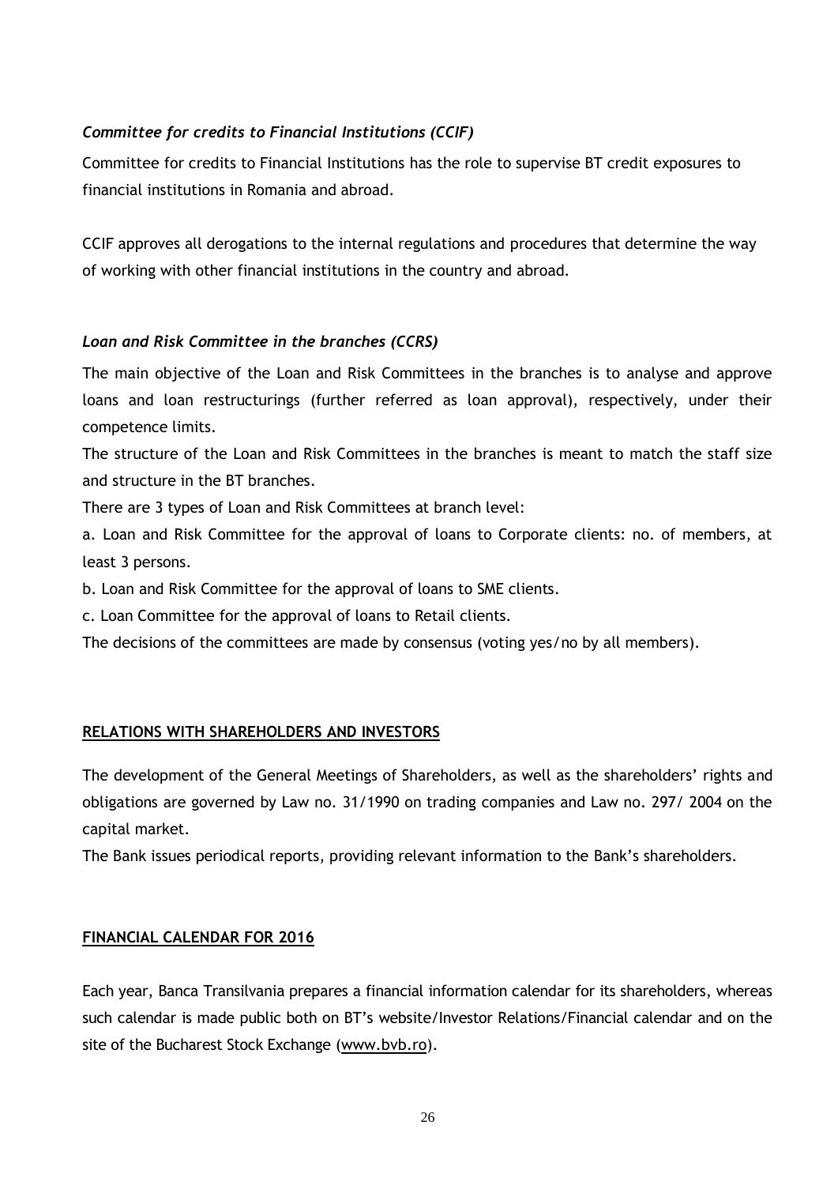### *Committee for credits to Financial Institutions (CCIF)*

Committee for credits to Financial Institutions has the role to supervise BT credit exposures to financial institutions in Romania and abroad.

CCIF approves all derogations to the internal regulations and procedures that determine the way of working with other financial institutions in the country and abroad.

### *Loan and Risk Committee in the branches (CCRS)*

The main objective of the Loan and Risk Committees in the branches is to analyse and approve loans and loan restructurings (further referred as loan approval), respectively, under their competence limits.

The structure of the Loan and Risk Committees in the branches is meant to match the staff size and structure in the BT branches.

There are 3 types of Loan and Risk Committees at branch level:

a. Loan and Risk Committee for the approval of loans to Corporate clients: no. of members, at least 3 persons.

b. Loan and Risk Committee for the approval of loans to SME clients.

c. Loan Committee for the approval of loans to Retail clients.

The decisions of the committees are made by consensus (voting yes/no by all members).

## **RELATIONS WITH SHAREHOLDERS AND INVESTORS**

The development of the General Meetings of Shareholders, as well as the shareholders' rights and obligations are governed by Law no. 31/1990 on trading companies and Law no. 297/ 2004 on the capital market.

The Bank issues periodical reports, providing relevant information to the Bank's shareholders.

## **FINANCIAL CALENDAR FOR 2016**

Each year, Banca Transilvania prepares a financial information calendar for its shareholders, whereas such calendar is made public both on BT's website/Investor Relations/Financial calendar and on the site of the Bucharest Stock Exchange (www.bvb.ro).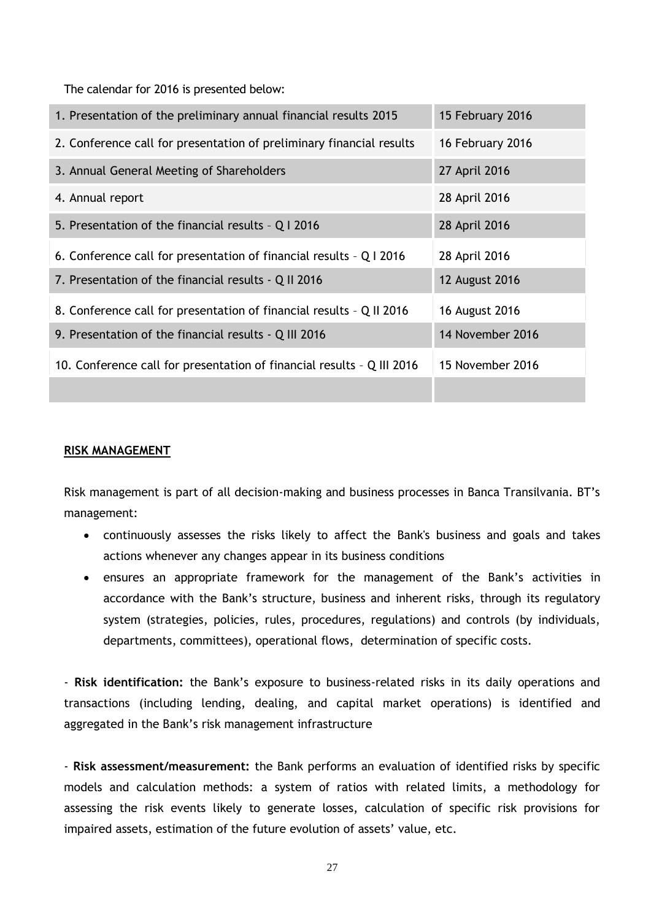The calendar for 2016 is presented below:

| | |
|---|---|
| 1. Presentation of the preliminary annual financial results 2015 | 15 February 2016 |
| 2. Conference call for presentation of preliminary financial results | 16 February 2016 |
| 3. Annual General Meeting of Shareholders | 27 April 2016 |
| 4. Annual report | 28 April 2016 |
| 5. Presentation of the financial results – Q I 2016 | 28 April 2016 |
| 6. Conference call for presentation of financial results – Q I 2016 | 28 April 2016 |
| 7. Presentation of the financial results - Q II 2016 | 12 August 2016 |
| 8. Conference call for presentation of financial results – Q II 2016 | 16 August 2016 |
| 9. Presentation of the financial results - Q III 2016 | 14 November 2016 |
| 10. Conference call for presentation of financial results – Q III 2016 | 15 November 2016 |
| | |

**RISK MANAGEMENT**

Risk management is part of all decision-making and business processes in Banca Transilvania. BT's management:

- continuously assesses the risks likely to affect the Bank's business and goals and takes actions whenever any changes appear in its business conditions
- ensures an appropriate framework for the management of the Bank's activities in accordance with the Bank's structure, business and inherent risks, through its regulatory system (strategies, policies, rules, procedures, regulations) and controls (by individuals, departments, committees), operational flows, determination of specific costs.

- **Risk identification:** the Bank's exposure to business-related risks in its daily operations and transactions (including lending, dealing, and capital market operations) is identified and aggregated in the Bank's risk management infrastructure

- **Risk assessment/measurement:** the Bank performs an evaluation of identified risks by specific models and calculation methods: a system of ratios with related limits, a methodology for assessing the risk events likely to generate losses, calculation of specific risk provisions for impaired assets, estimation of the future evolution of assets' value, etc.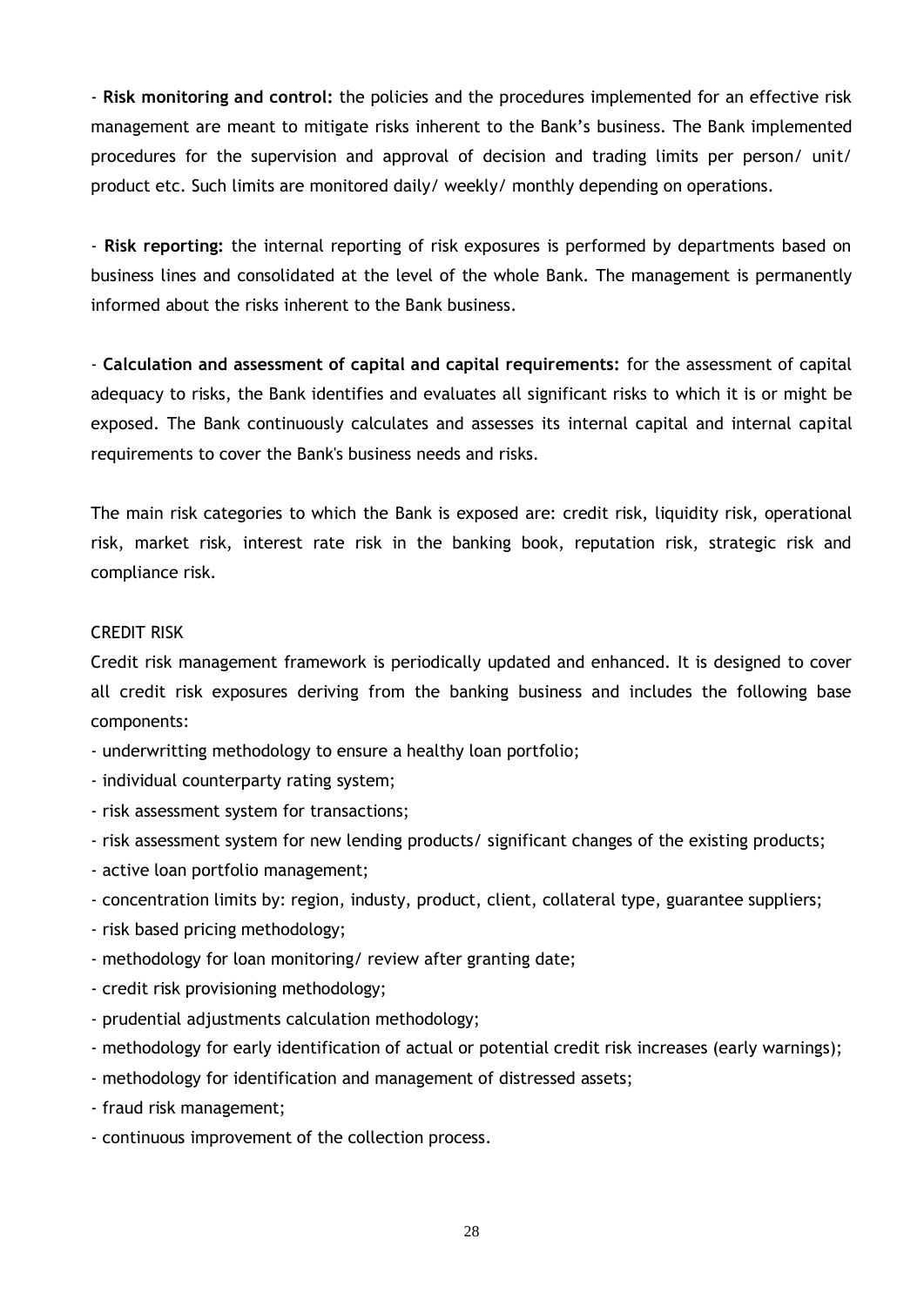- **Risk monitoring and control:** the policies and the procedures implemented for an effective risk management are meant to mitigate risks inherent to the Bank's business. The Bank implemented procedures for the supervision and approval of decision and trading limits per person/ unit/ product etc. Such limits are monitored daily/ weekly/ monthly depending on operations.

- **Risk reporting:** the internal reporting of risk exposures is performed by departments based on business lines and consolidated at the level of the whole Bank. The management is permanently informed about the risks inherent to the Bank business.

- **Calculation and assessment of capital and capital requirements:** for the assessment of capital adequacy to risks, the Bank identifies and evaluates all significant risks to which it is or might be exposed. The Bank continuously calculates and assesses its internal capital and internal capital requirements to cover the Bank's business needs and risks.

The main risk categories to which the Bank is exposed are: credit risk, liquidity risk, operational risk, market risk, interest rate risk in the banking book, reputation risk, strategic risk and compliance risk.

CREDIT RISK

Credit risk management framework is periodically updated and enhanced. It is designed to cover all credit risk exposures deriving from the banking business and includes the following base components:

- underwritting methodology to ensure a healthy loan portfolio;
- individual counterparty rating system;
- risk assessment system for transactions;
- risk assessment system for new lending products/ significant changes of the existing products;
- active loan portfolio management;
- concentration limits by: region, industy, product, client, collateral type, guarantee suppliers;
- risk based pricing methodology;
- methodology for loan monitoring/ review after granting date;
- credit risk provisioning methodology;
- prudential adjustments calculation methodology;
- methodology for early identification of actual or potential credit risk increases (early warnings);
- methodology for identification and management of distressed assets;
- fraud risk management;
- continuous improvement of the collection process.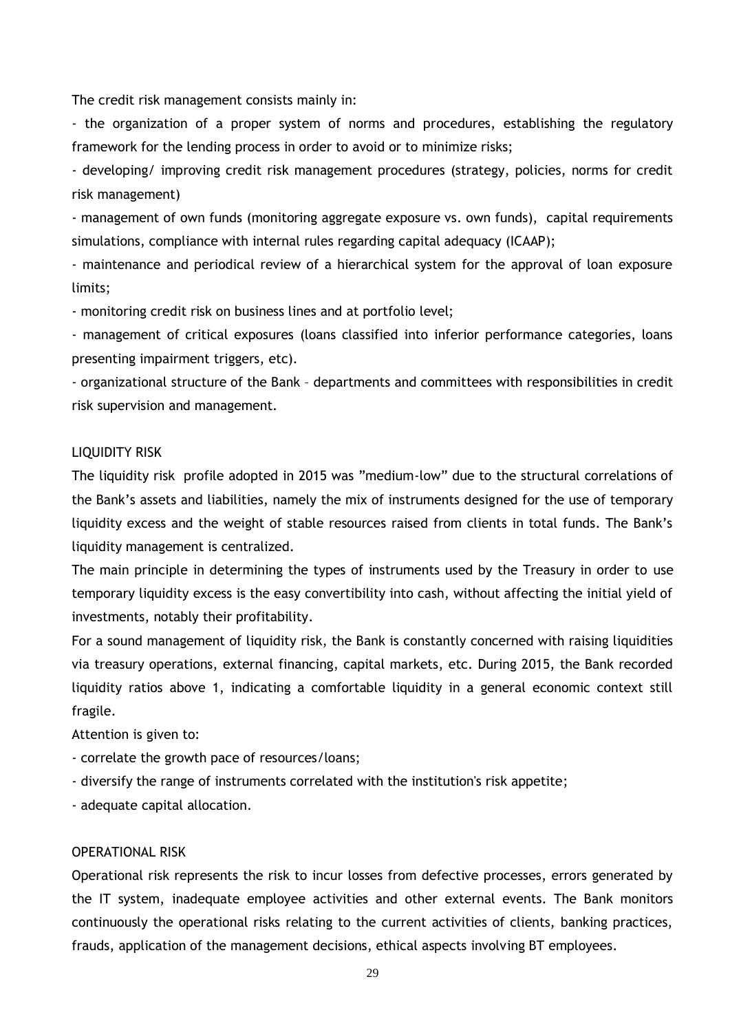The credit risk management consists mainly in:

- the organization of a proper system of norms and procedures, establishing the regulatory framework for the lending process in order to avoid or to minimize risks;
- developing/ improving credit risk management procedures (strategy, policies, norms for credit risk management)
- management of own funds (monitoring aggregate exposure vs. own funds), capital requirements simulations, compliance with internal rules regarding capital adequacy (ICAAP);
- maintenance and periodical review of a hierarchical system for the approval of loan exposure limits;
- monitoring credit risk on business lines and at portfolio level;
- management of critical exposures (loans classified into inferior performance categories, loans presenting impairment triggers, etc).
- organizational structure of the Bank – departments and committees with responsibilities in credit risk supervision and management.

## LIQUIDITY RISK

The liquidity risk profile adopted in 2015 was "medium-low" due to the structural correlations of the Bank's assets and liabilities, namely the mix of instruments designed for the use of temporary liquidity excess and the weight of stable resources raised from clients in total funds. The Bank's liquidity management is centralized.

The main principle in determining the types of instruments used by the Treasury in order to use temporary liquidity excess is the easy convertibility into cash, without affecting the initial yield of investments, notably their profitability.

For a sound management of liquidity risk, the Bank is constantly concerned with raising liquidities via treasury operations, external financing, capital markets, etc. During 2015, the Bank recorded liquidity ratios above 1, indicating a comfortable liquidity in a general economic context still fragile.

Attention is given to:

- correlate the growth pace of resources/loans;
- diversify the range of instruments correlated with the institution's risk appetite;
- adequate capital allocation.

## OPERATIONAL RISK

Operational risk represents the risk to incur losses from defective processes, errors generated by the IT system, inadequate employee activities and other external events. The Bank monitors continuously the operational risks relating to the current activities of clients, banking practices, frauds, application of the management decisions, ethical aspects involving BT employees.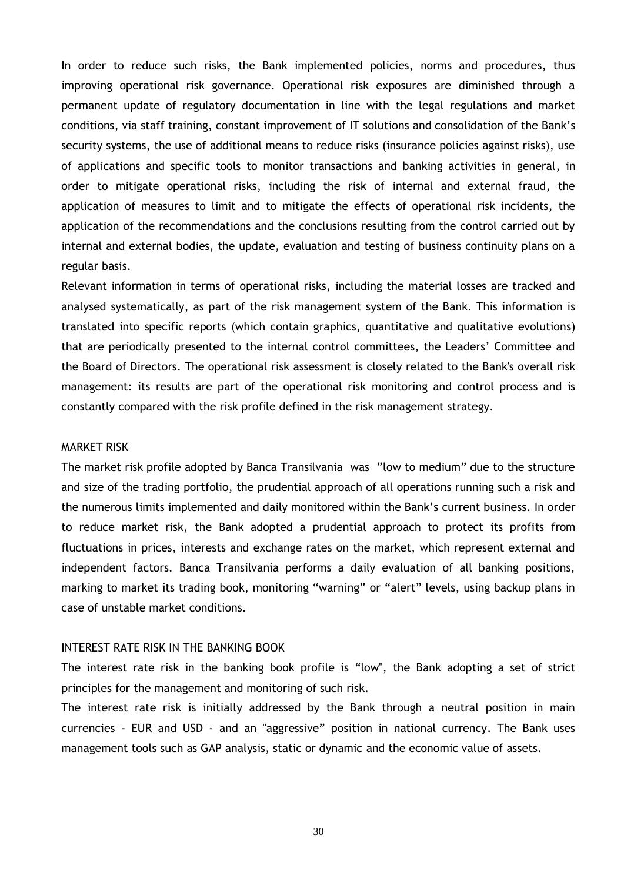In order to reduce such risks, the Bank implemented policies, norms and procedures, thus improving operational risk governance. Operational risk exposures are diminished through a permanent update of regulatory documentation in line with the legal regulations and market conditions, via staff training, constant improvement of IT solutions and consolidation of the Bank's security systems, the use of additional means to reduce risks (insurance policies against risks), use of applications and specific tools to monitor transactions and banking activities in general, in order to mitigate operational risks, including the risk of internal and external fraud, the application of measures to limit and to mitigate the effects of operational risk incidents, the application of the recommendations and the conclusions resulting from the control carried out by internal and external bodies, the update, evaluation and testing of business continuity plans on a regular basis.

Relevant information in terms of operational risks, including the material losses are tracked and analysed systematically, as part of the risk management system of the Bank. This information is translated into specific reports (which contain graphics, quantitative and qualitative evolutions) that are periodically presented to the internal control committees, the Leaders' Committee and the Board of Directors. The operational risk assessment is closely related to the Bank's overall risk management: its results are part of the operational risk monitoring and control process and is constantly compared with the risk profile defined in the risk management strategy.

## MARKET RISK

The market risk profile adopted by Banca Transilvania was "low to medium" due to the structure and size of the trading portfolio, the prudential approach of all operations running such a risk and the numerous limits implemented and daily monitored within the Bank's current business. In order to reduce market risk, the Bank adopted a prudential approach to protect its profits from fluctuations in prices, interests and exchange rates on the market, which represent external and independent factors. Banca Transilvania performs a daily evaluation of all banking positions, marking to market its trading book, monitoring "warning" or "alert" levels, using backup plans in case of unstable market conditions.

## INTEREST RATE RISK IN THE BANKING BOOK

The interest rate risk in the banking book profile is "low", the Bank adopting a set of strict principles for the management and monitoring of such risk.

The interest rate risk is initially addressed by the Bank through a neutral position in main currencies - EUR and USD - and an "aggressive" position in national currency. The Bank uses management tools such as GAP analysis, static or dynamic and the economic value of assets.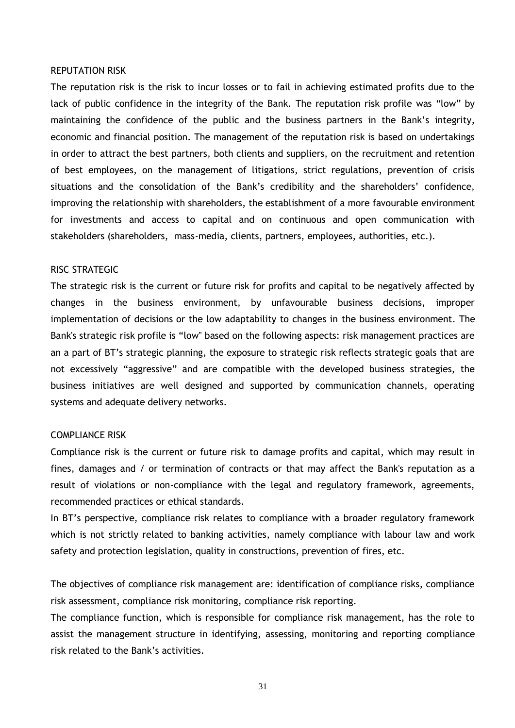## REPUTATION RISK

The reputation risk is the risk to incur losses or to fail in achieving estimated profits due to the lack of public confidence in the integrity of the Bank. The reputation risk profile was "low" by maintaining the confidence of the public and the business partners in the Bank's integrity, economic and financial position. The management of the reputation risk is based on undertakings in order to attract the best partners, both clients and suppliers, on the recruitment and retention of best employees, on the management of litigations, strict regulations, prevention of crisis situations and the consolidation of the Bank's credibility and the shareholders' confidence, improving the relationship with shareholders, the establishment of a more favourable environment for investments and access to capital and on continuous and open communication with stakeholders (shareholders, mass-media, clients, partners, employees, authorities, etc.).

## RISC STRATEGIC

The strategic risk is the current or future risk for profits and capital to be negatively affected by changes in the business environment, by unfavourable business decisions, improper implementation of decisions or the low adaptability to changes in the business environment. The Bank's strategic risk profile is "low" based on the following aspects: risk management practices are an a part of BT's strategic planning, the exposure to strategic risk reflects strategic goals that are not excessively "aggressive" and are compatible with the developed business strategies, the business initiatives are well designed and supported by communication channels, operating systems and adequate delivery networks.

## COMPLIANCE RISK

Compliance risk is the current or future risk to damage profits and capital, which may result in fines, damages and / or termination of contracts or that may affect the Bank's reputation as a result of violations or non-compliance with the legal and regulatory framework, agreements, recommended practices or ethical standards.

In BT's perspective, compliance risk relates to compliance with a broader regulatory framework which is not strictly related to banking activities, namely compliance with labour law and work safety and protection legislation, quality in constructions, prevention of fires, etc.

The objectives of compliance risk management are: identification of compliance risks, compliance risk assessment, compliance risk monitoring, compliance risk reporting.

The compliance function, which is responsible for compliance risk management, has the role to assist the management structure in identifying, assessing, monitoring and reporting compliance risk related to the Bank's activities.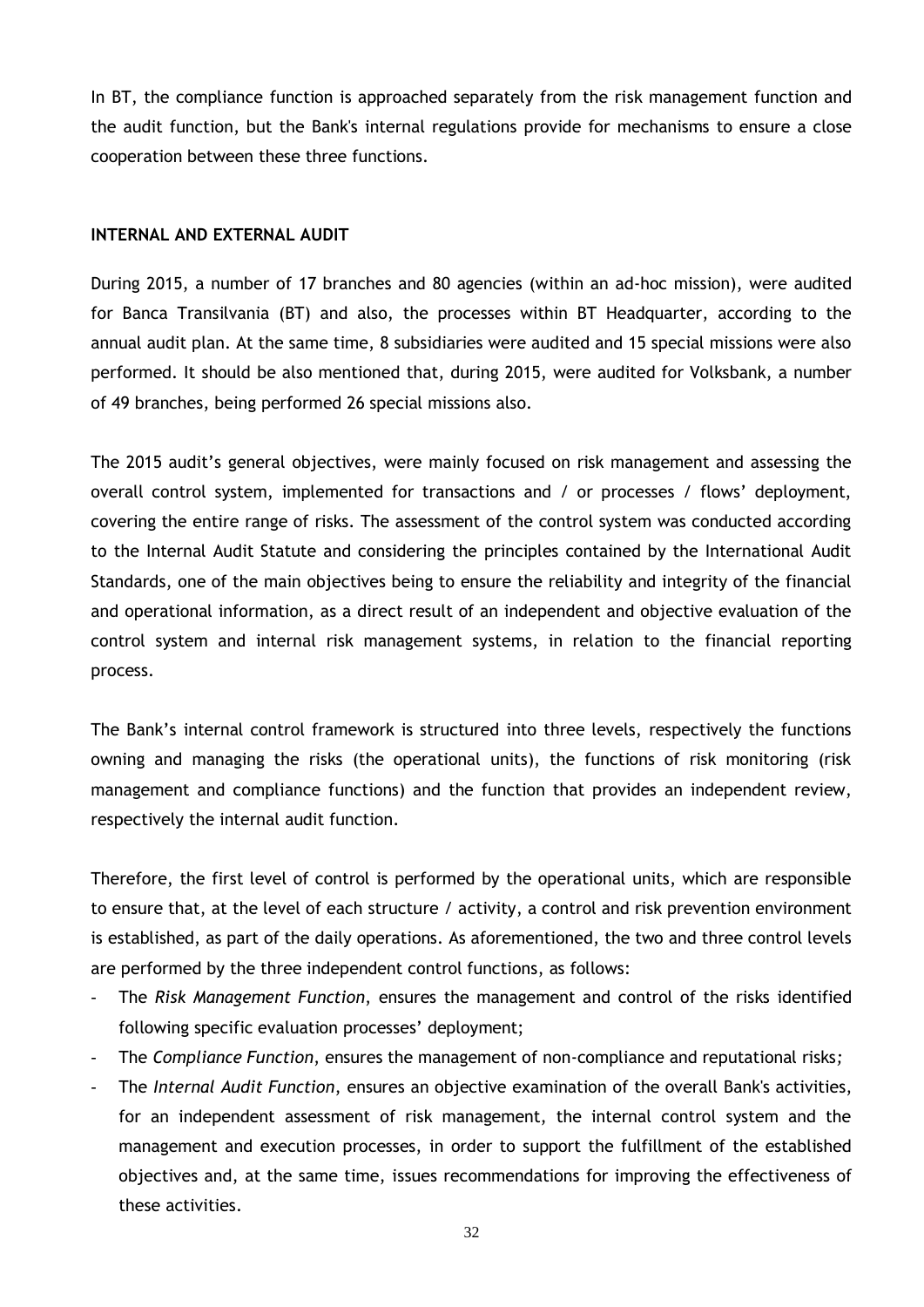In BT, the compliance function is approached separately from the risk management function and the audit function, but the Bank's internal regulations provide for mechanisms to ensure a close cooperation between these three functions.

## INTERNAL AND EXTERNAL AUDIT

During 2015, a number of 17 branches and 80 agencies (within an ad-hoc mission), were audited for Banca Transilvania (BT) and also, the processes within BT Headquarter, according to the annual audit plan. At the same time, 8 subsidiaries were audited and 15 special missions were also performed. It should be also mentioned that, during 2015, were audited for Volksbank, a number of 49 branches, being performed 26 special missions also.

The 2015 audit's general objectives, were mainly focused on risk management and assessing the overall control system, implemented for transactions and / or processes / flows' deployment, covering the entire range of risks. The assessment of the control system was conducted according to the Internal Audit Statute and considering the principles contained by the International Audit Standards, one of the main objectives being to ensure the reliability and integrity of the financial and operational information, as a direct result of an independent and objective evaluation of the control system and internal risk management systems, in relation to the financial reporting process.

The Bank's internal control framework is structured into three levels, respectively the functions owning and managing the risks (the operational units), the functions of risk monitoring (risk management and compliance functions) and the function that provides an independent review, respectively the internal audit function.

Therefore, the first level of control is performed by the operational units, which are responsible to ensure that, at the level of each structure / activity, a control and risk prevention environment is established, as part of the daily operations. As aforementioned, the two and three control levels are performed by the three independent control functions, as follows:

- The *Risk Management Function*, ensures the management and control of the risks identified following specific evaluation processes' deployment;
- The *Compliance Function*, ensures the management of non-compliance and reputational risks;
- The *Internal Audit Function*, ensures an objective examination of the overall Bank's activities, for an independent assessment of risk management, the internal control system and the management and execution processes, in order to support the fulfillment of the established objectives and, at the same time, issues recommendations for improving the effectiveness of these activities.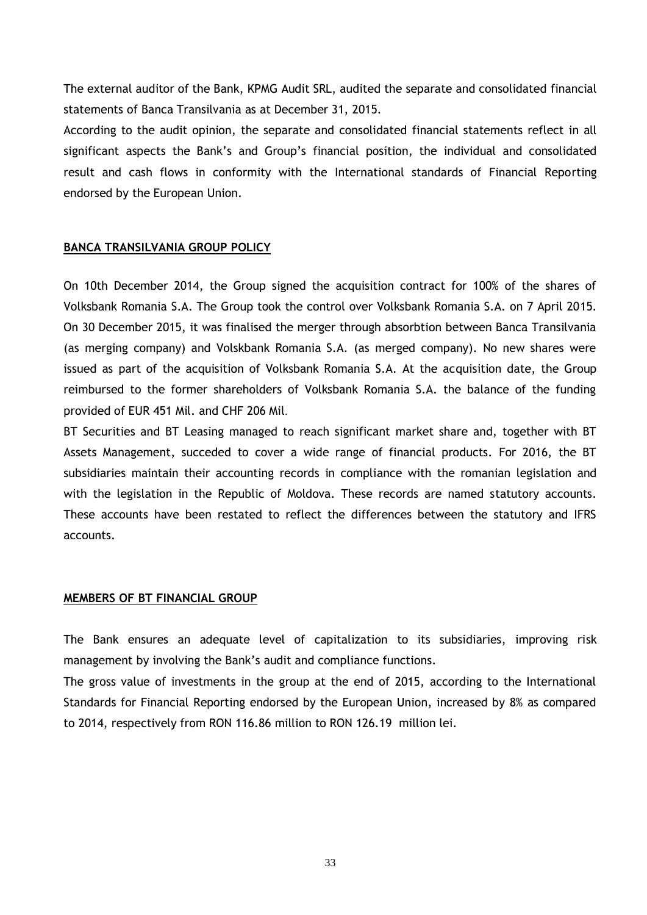The external auditor of the Bank, KPMG Audit SRL, audited the separate and consolidated financial statements of Banca Transilvania as at December 31, 2015.

According to the audit opinion, the separate and consolidated financial statements reflect in all significant aspects the Bank's and Group's financial position, the individual and consolidated result and cash flows in conformity with the International standards of Financial Reporting endorsed by the European Union.

## BANCA TRANSILVANIA GROUP POLICY

On 10th December 2014, the Group signed the acquisition contract for 100% of the shares of Volksbank Romania S.A. The Group took the control over Volksbank Romania S.A. on 7 April 2015. On 30 December 2015, it was finalised the merger through absorbtion between Banca Transilvania (as merging company) and Volskbank Romania S.A. (as merged company). No new shares were issued as part of the acquisition of Volksbank Romania S.A. At the acquisition date, the Group reimbursed to the former shareholders of Volksbank Romania S.A. the balance of the funding provided of EUR 451 Mil. and CHF 206 Mil.

BT Securities and BT Leasing managed to reach significant market share and, together with BT Assets Management, succeded to cover a wide range of financial products. For 2016, the BT subsidiaries maintain their accounting records in compliance with the romanian legislation and with the legislation in the Republic of Moldova. These records are named statutory accounts. These accounts have been restated to reflect the differences between the statutory and IFRS accounts.

## MEMBERS OF BT FINANCIAL GROUP

The Bank ensures an adequate level of capitalization to its subsidiaries, improving risk management by involving the Bank's audit and compliance functions.

The gross value of investments in the group at the end of 2015, according to the International Standards for Financial Reporting endorsed by the European Union, increased by 8% as compared to 2014, respectively from RON 116.86 million to RON 126.19 million lei.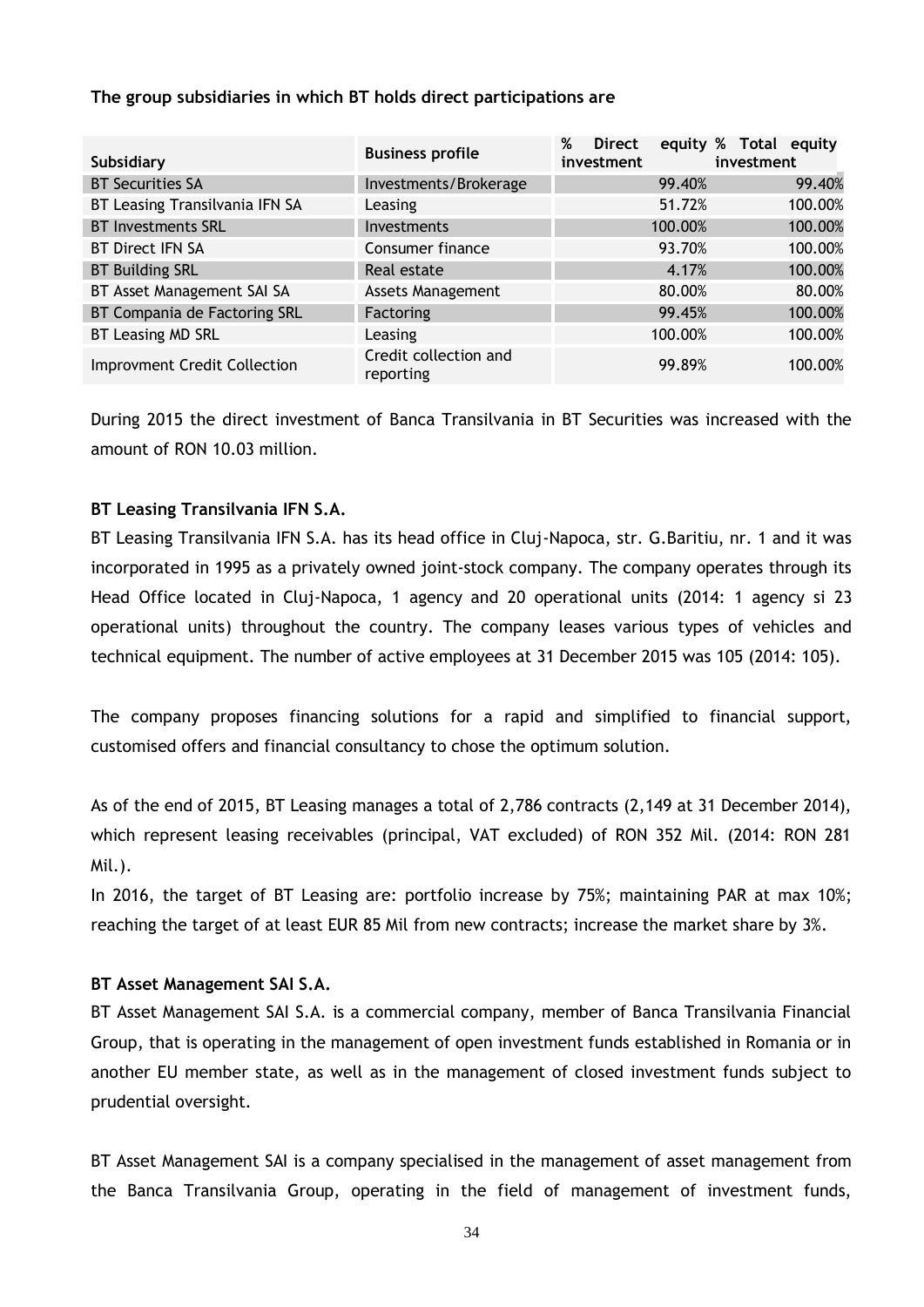**The group subsidiaries in which BT holds direct participations are**

| Subsidiary | Business profile | % Direct equity investment | % Total equity investment |
|---|---|---|---|
| BT Securities SA | Investments/Brokerage | 99.40% | 99.40% |
| BT Leasing Transilvania IFN SA | Leasing | 51.72% | 100.00% |
| BT Investments SRL | Investments | 100.00% | 100.00% |
| BT Direct IFN SA | Consumer finance | 93.70% | 100.00% |
| BT Building SRL | Real estate | 4.17% | 100.00% |
| BT Asset Management SAI SA | Assets Management | 80.00% | 80.00% |
| BT Compania de Factoring SRL | Factoring | 99.45% | 100.00% |
| BT Leasing MD SRL | Leasing | 100.00% | 100.00% |
| Improvment Credit Collection | Credit collection and reporting | 99.89% | 100.00% |

During 2015 the direct investment of Banca Transilvania in BT Securities was increased with the amount of RON 10.03 million.

**BT Leasing Transilvania IFN S.A.**

BT Leasing Transilvania IFN S.A. has its head office in Cluj-Napoca, str. G.Baritiu, nr. 1 and it was incorporated in 1995 as a privately owned joint-stock company. The company operates through its Head Office located in Cluj-Napoca, 1 agency and 20 operational units (2014: 1 agency si 23 operational units) throughout the country. The company leases various types of vehicles and technical equipment. The number of active employees at 31 December 2015 was 105 (2014: 105).

The company proposes financing solutions for a rapid and simplified to financial support, customised offers and financial consultancy to chose the optimum solution.

As of the end of 2015, BT Leasing manages a total of 2,786 contracts (2,149 at 31 December 2014), which represent leasing receivables (principal, VAT excluded) of RON 352 Mil. (2014: RON 281 Mil.).

In 2016, the target of BT Leasing are: portfolio increase by 75%; maintaining PAR at max 10%; reaching the target of at least EUR 85 Mil from new contracts; increase the market share by 3%.

**BT Asset Management SAI S.A.**

BT Asset Management SAI S.A. is a commercial company, member of Banca Transilvania Financial Group, that is operating in the management of open investment funds established in Romania or in another EU member state, as well as in the management of closed investment funds subject to prudential oversight.

BT Asset Management SAI is a company specialised in the management of asset management from the Banca Transilvania Group, operating in the field of management of investment funds,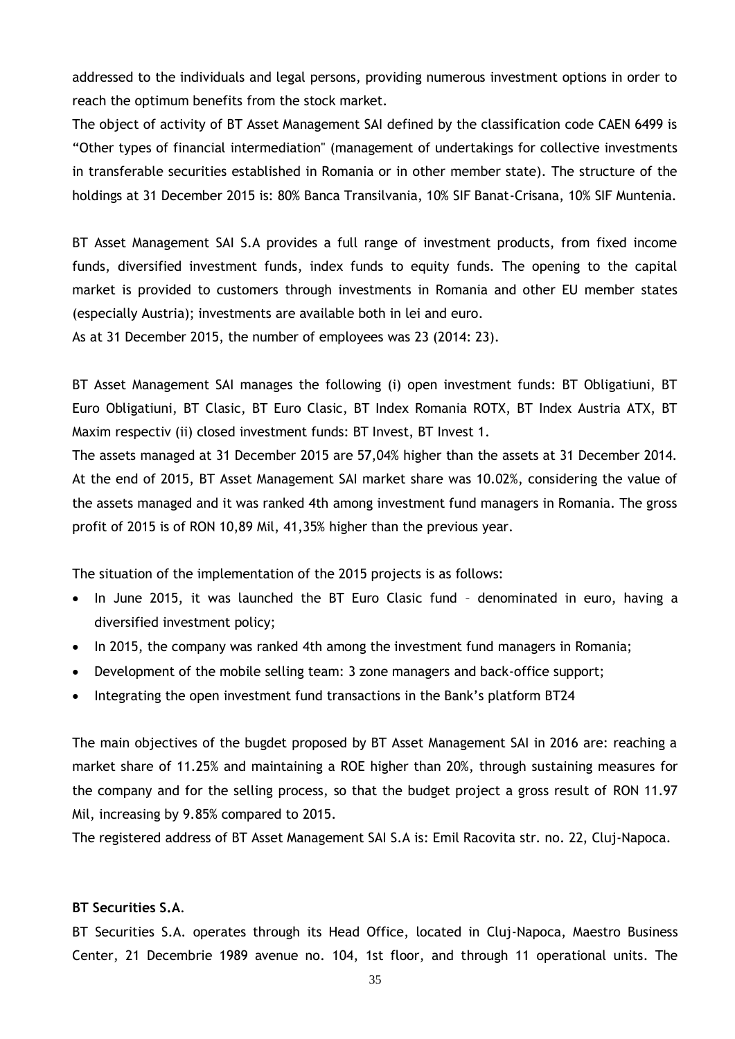addressed to the individuals and legal persons, providing numerous investment options in order to reach the optimum benefits from the stock market.

The object of activity of BT Asset Management SAI defined by the classification code CAEN 6499 is "Other types of financial intermediation" (management of undertakings for collective investments in transferable securities established in Romania or in other member state). The structure of the holdings at 31 December 2015 is: 80% Banca Transilvania, 10% SIF Banat-Crisana, 10% SIF Muntenia.

BT Asset Management SAI S.A provides a full range of investment products, from fixed income funds, diversified investment funds, index funds to equity funds. The opening to the capital market is provided to customers through investments in Romania and other EU member states (especially Austria); investments are available both in lei and euro.

As at 31 December 2015, the number of employees was 23 (2014: 23).

BT Asset Management SAI manages the following (i) open investment funds: BT Obligatiuni, BT Euro Obligatiuni, BT Clasic, BT Euro Clasic, BT Index Romania ROTX, BT Index Austria ATX, BT Maxim respectiv (ii) closed investment funds: BT Invest, BT Invest 1.

The assets managed at 31 December 2015 are 57,04% higher than the assets at 31 December 2014. At the end of 2015, BT Asset Management SAI market share was 10.02%, considering the value of the assets managed and it was ranked 4th among investment fund managers in Romania. The gross profit of 2015 is of RON 10,89 Mil, 41,35% higher than the previous year.

The situation of the implementation of the 2015 projects is as follows:

- In June 2015, it was launched the BT Euro Clasic fund – denominated in euro, having a diversified investment policy;
- In 2015, the company was ranked 4th among the investment fund managers in Romania;
- Development of the mobile selling team: 3 zone managers and back-office support;
- Integrating the open investment fund transactions in the Bank's platform BT24

The main objectives of the bugdet proposed by BT Asset Management SAI in 2016 are: reaching a market share of 11.25% and maintaining a ROE higher than 20%, through sustaining measures for the company and for the selling process, so that the budget project a gross result of RON 11.97 Mil, increasing by 9.85% compared to 2015.

The registered address of BT Asset Management SAI S.A is: Emil Racovita str. no. 22, Cluj-Napoca.

**BT Securities S.A.**

BT Securities S.A. operates through its Head Office, located in Cluj-Napoca, Maestro Business Center, 21 Decembrie 1989 avenue no. 104, 1st floor, and through 11 operational units. The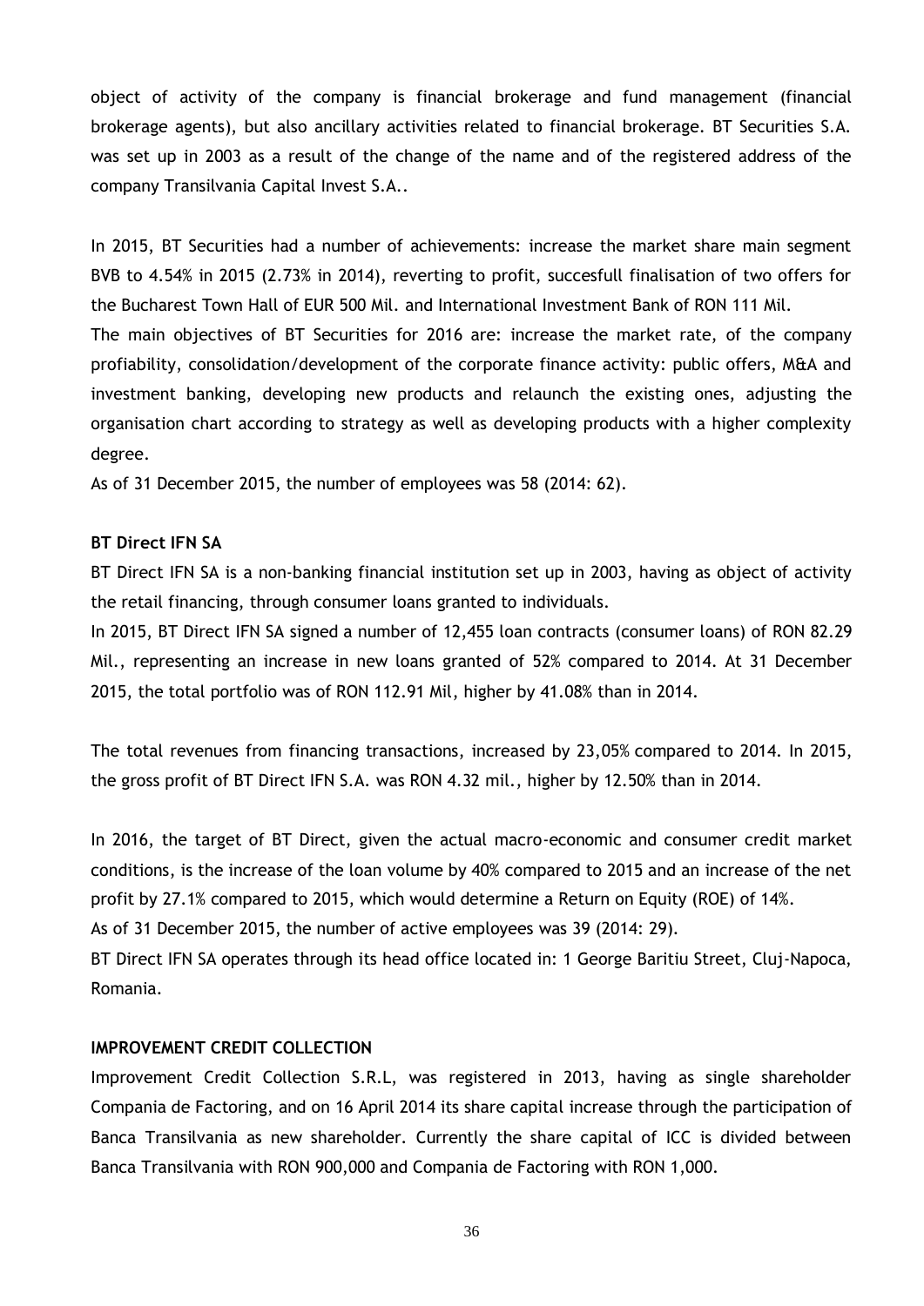object of activity of the company is financial brokerage and fund management (financial brokerage agents), but also ancillary activities related to financial brokerage. BT Securities S.A. was set up in 2003 as a result of the change of the name and of the registered address of the company Transilvania Capital Invest S.A..

In 2015, BT Securities had a number of achievements: increase the market share main segment BVB to 4.54% in 2015 (2.73% in 2014), reverting to profit, succesfull finalisation of two offers for the Bucharest Town Hall of EUR 500 Mil. and International Investment Bank of RON 111 Mil.

The main objectives of BT Securities for 2016 are: increase the market rate, of the company profiability, consolidation/development of the corporate finance activity: public offers, M&A and investment banking, developing new products and relaunch the existing ones, adjusting the organisation chart according to strategy as well as developing products with a higher complexity degree.

As of 31 December 2015, the number of employees was 58 (2014: 62).

**BT Direct IFN SA**

BT Direct IFN SA is a non-banking financial institution set up in 2003, having as object of activity the retail financing, through consumer loans granted to individuals.

In 2015, BT Direct IFN SA signed a number of 12,455 loan contracts (consumer loans) of RON 82.29 Mil., representing an increase in new loans granted of 52% compared to 2014. At 31 December 2015, the total portfolio was of RON 112.91 Mil, higher by 41.08% than in 2014.

The total revenues from financing transactions, increased by 23,05% compared to 2014. In 2015, the gross profit of BT Direct IFN S.A. was RON 4.32 mil., higher by 12.50% than in 2014.

In 2016, the target of BT Direct, given the actual macro-economic and consumer credit market conditions, is the increase of the loan volume by 40% compared to 2015 and an increase of the net profit by 27.1% compared to 2015, which would determine a Return on Equity (ROE) of 14%.

As of 31 December 2015, the number of active employees was 39 (2014: 29).

BT Direct IFN SA operates through its head office located in: 1 George Baritiu Street, Cluj-Napoca, Romania.

**IMPROVEMENT CREDIT COLLECTION**

Improvement Credit Collection S.R.L, was registered in 2013, having as single shareholder Compania de Factoring, and on 16 April 2014 its share capital increase through the participation of Banca Transilvania as new shareholder. Currently the share capital of ICC is divided between Banca Transilvania with RON 900,000 and Compania de Factoring with RON 1,000.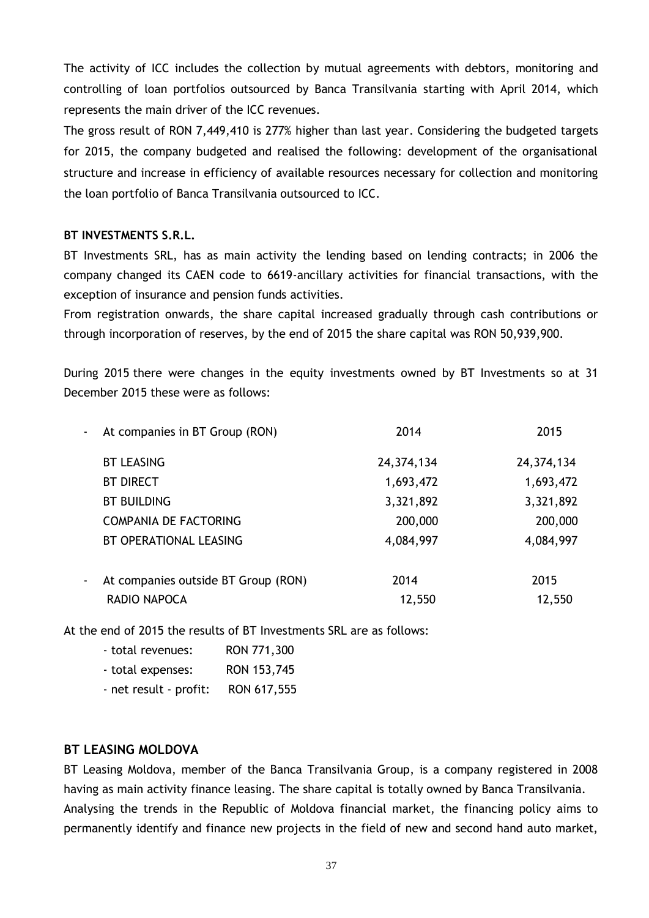The activity of ICC includes the collection by mutual agreements with debtors, monitoring and controlling of loan portfolios outsourced by Banca Transilvania starting with April 2014, which represents the main driver of the ICC revenues.

The gross result of RON 7,449,410 is 277% higher than last year. Considering the budgeted targets for 2015, the company budgeted and realised the following: development of the organisational structure and increase in efficiency of available resources necessary for collection and monitoring the loan portfolio of Banca Transilvania outsourced to ICC.

**BT INVESTMENTS S.R.L.**

BT Investments SRL, has as main activity the lending based on lending contracts; in 2006 the company changed its CAEN code to 6619-ancillary activities for financial transactions, with the exception of insurance and pension funds activities.

From registration onwards, the share capital increased gradually through cash contributions or through incorporation of reserves, by the end of 2015 the share capital was RON 50,939,900.

During 2015 there were changes in the equity investments owned by BT Investments so at 31 December 2015 these were as follows:

| - At companies in BT Group (RON) | 2014 | 2015 |
|---|---|---|
| BT LEASING | 24,374,134 | 24,374,134 |
| BT DIRECT | 1,693,472 | 1,693,472 |
| BT BUILDING | 3,321,892 | 3,321,892 |
| COMPANIA DE FACTORING | 200,000 | 200,000 |
| BT OPERATIONAL LEASING | 4,084,997 | 4,084,997 |
| **- At companies outside BT Group (RON)** | **2014** | **2015** |
| RADIO NAPOCA | 12,550 | 12,550 |

At the end of 2015 the results of BT Investments SRL are as follows:

- total revenues: RON 771,300
- total expenses: RON 153,745
- net result - profit: RON 617,555

## BT LEASING MOLDOVA

BT Leasing Moldova, member of the Banca Transilvania Group, is a company registered in 2008 having as main activity finance leasing. The share capital is totally owned by Banca Transilvania.

Analysing the trends in the Republic of Moldova financial market, the financing policy aims to permanently identify and finance new projects in the field of new and second hand auto market,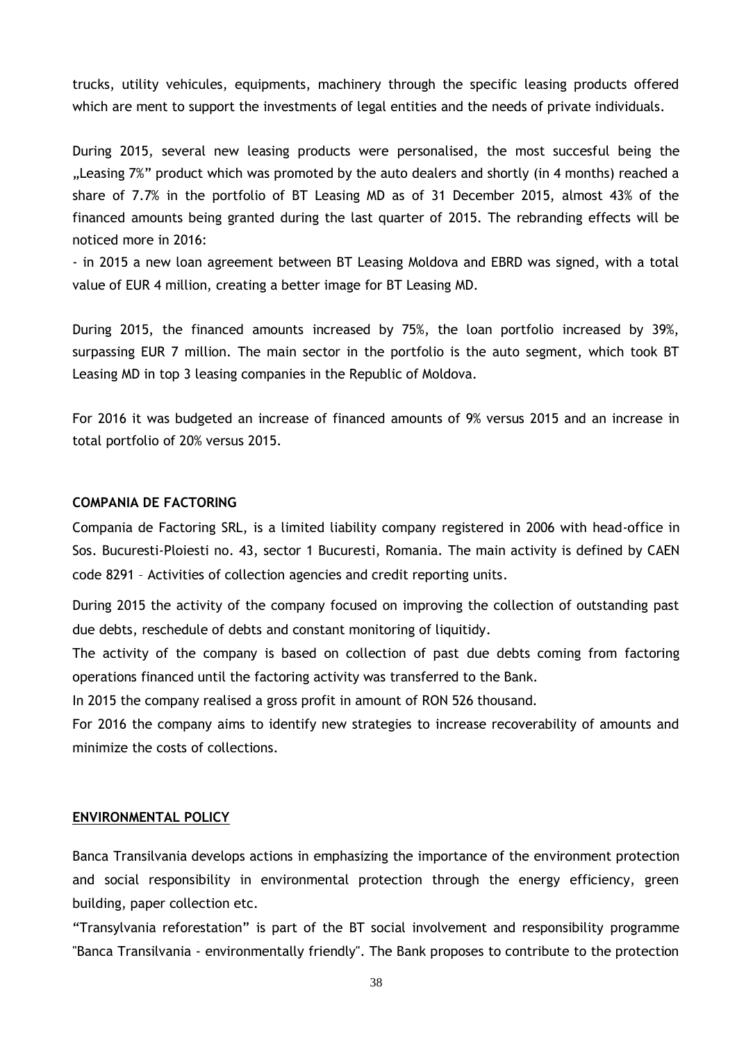trucks, utility vehicules, equipments, machinery through the specific leasing products offered which are ment to support the investments of legal entities and the needs of private individuals.

During 2015, several new leasing products were personalised, the most succesful being the „Leasing 7%" product which was promoted by the auto dealers and shortly (in 4 months) reached a share of 7.7% in the portfolio of BT Leasing MD as of 31 December 2015, almost 43% of the financed amounts being granted during the last quarter of 2015. The rebranding effects will be noticed more in 2016:

- in 2015 a new loan agreement between BT Leasing Moldova and EBRD was signed, with a total value of EUR 4 million, creating a better image for BT Leasing MD.

During 2015, the financed amounts increased by 75%, the loan portfolio increased by 39%, surpassing EUR 7 million. The main sector in the portfolio is the auto segment, which took BT Leasing MD in top 3 leasing companies in the Republic of Moldova.

For 2016 it was budgeted an increase of financed amounts of 9% versus 2015 and an increase in total portfolio of 20% versus 2015.

**COMPANIA DE FACTORING**

Compania de Factoring SRL, is a limited liability company registered in 2006 with head-office in Sos. Bucuresti-Ploiesti no. 43, sector 1 Bucuresti, Romania. The main activity is defined by CAEN code 8291 – Activities of collection agencies and credit reporting units.

During 2015 the activity of the company focused on improving the collection of outstanding past due debts, reschedule of debts and constant monitoring of liquitidy.

The activity of the company is based on collection of past due debts coming from factoring operations financed until the factoring activity was transferred to the Bank.

In 2015 the company realised a gross profit in amount of RON 526 thousand.

For 2016 the company aims to identify new strategies to increase recoverability of amounts and minimize the costs of collections.

**ENVIRONMENTAL POLICY**

Banca Transilvania develops actions in emphasizing the importance of the environment protection and social responsibility in environmental protection through the energy efficiency, green building, paper collection etc.

"Transylvania reforestation" is part of the BT social involvement and responsibility programme "Banca Transilvania - environmentally friendly". The Bank proposes to contribute to the protection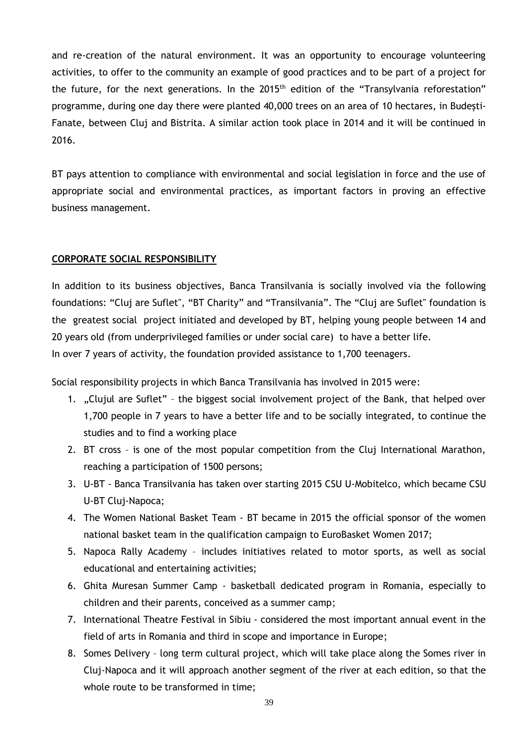and re-creation of the natural environment. It was an opportunity to encourage volunteering activities, to offer to the community an example of good practices and to be part of a project for the future, for the next generations. In the 2015[th] edition of the "Transylvania reforestation" programme, during one day there were planted 40,000 trees on an area of 10 hectares, in Budești-Fanate, between Cluj and Bistrita. A similar action took place in 2014 and it will be continued in 2016.

BT pays attention to compliance with environmental and social legislation in force and the use of appropriate social and environmental practices, as important factors in proving an effective business management.

## CORPORATE SOCIAL RESPONSIBILITY

In addition to its business objectives, Banca Transilvania is socially involved via the following foundations: "Cluj are Suflet", "BT Charity" and "Transilvania". The "Cluj are Suflet" foundation is the greatest social project initiated and developed by BT, helping young people between 14 and 20 years old (from underprivileged families or under social care) to have a better life.
In over 7 years of activity, the foundation provided assistance to 1,700 teenagers.

Social responsibility projects in which Banca Transilvania has involved in 2015 were:

1. „Clujul are Suflet" – the biggest social involvement project of the Bank, that helped over 1,700 people in 7 years to have a better life and to be socially integrated, to continue the studies and to find a working place
2. BT cross – is one of the most popular competition from the Cluj International Marathon, reaching a participation of 1500 persons;
3. U-BT - Banca Transilvania has taken over starting 2015 CSU U-Mobitelco, which became CSU U-BT Cluj-Napoca;
4. The Women National Basket Team - BT became in 2015 the official sponsor of the women national basket team in the qualification campaign to EuroBasket Women 2017;
5. Napoca Rally Academy – includes initiatives related to motor sports, as well as social educational and entertaining activities;
6. Ghita Muresan Summer Camp - basketball dedicated program in Romania, especially to children and their parents, conceived as a summer camp;
7. International Theatre Festival in Sibiu - considered the most important annual event in the field of arts in Romania and third in scope and importance in Europe;
8. Somes Delivery – long term cultural project, which will take place along the Somes river in Cluj-Napoca and it will approach another segment of the river at each edition, so that the whole route to be transformed in time;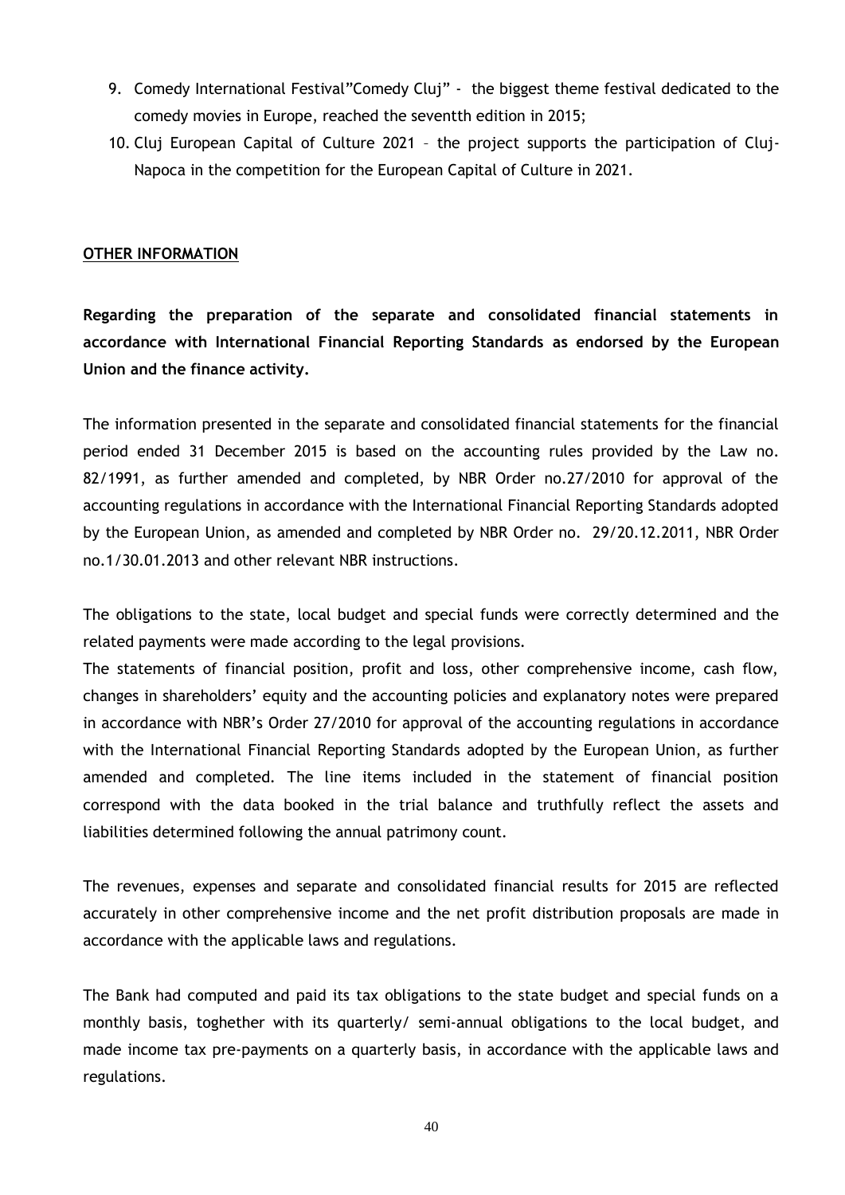9. Comedy International Festival"Comedy Cluj" - the biggest theme festival dedicated to the comedy movies in Europe, reached the seventth edition in 2015;
10. Cluj European Capital of Culture 2021 – the project supports the participation of Cluj-Napoca in the competition for the European Capital of Culture in 2021.

## OTHER INFORMATION

**Regarding the preparation of the separate and consolidated financial statements in accordance with International Financial Reporting Standards as endorsed by the European Union and the finance activity.**

The information presented in the separate and consolidated financial statements for the financial period ended 31 December 2015 is based on the accounting rules provided by the Law no. 82/1991, as further amended and completed, by NBR Order no.27/2010 for approval of the accounting regulations in accordance with the International Financial Reporting Standards adopted by the European Union, as amended and completed by NBR Order no. 29/20.12.2011, NBR Order no.1/30.01.2013 and other relevant NBR instructions.

The obligations to the state, local budget and special funds were correctly determined and the related payments were made according to the legal provisions.

The statements of financial position, profit and loss, other comprehensive income, cash flow, changes in shareholders' equity and the accounting policies and explanatory notes were prepared in accordance with NBR's Order 27/2010 for approval of the accounting regulations in accordance with the International Financial Reporting Standards adopted by the European Union, as further amended and completed. The line items included in the statement of financial position correspond with the data booked in the trial balance and truthfully reflect the assets and liabilities determined following the annual patrimony count.

The revenues, expenses and separate and consolidated financial results for 2015 are reflected accurately in other comprehensive income and the net profit distribution proposals are made in accordance with the applicable laws and regulations.

The Bank had computed and paid its tax obligations to the state budget and special funds on a monthly basis, toghether with its quarterly/ semi-annual obligations to the local budget, and made income tax pre-payments on a quarterly basis, in accordance with the applicable laws and regulations.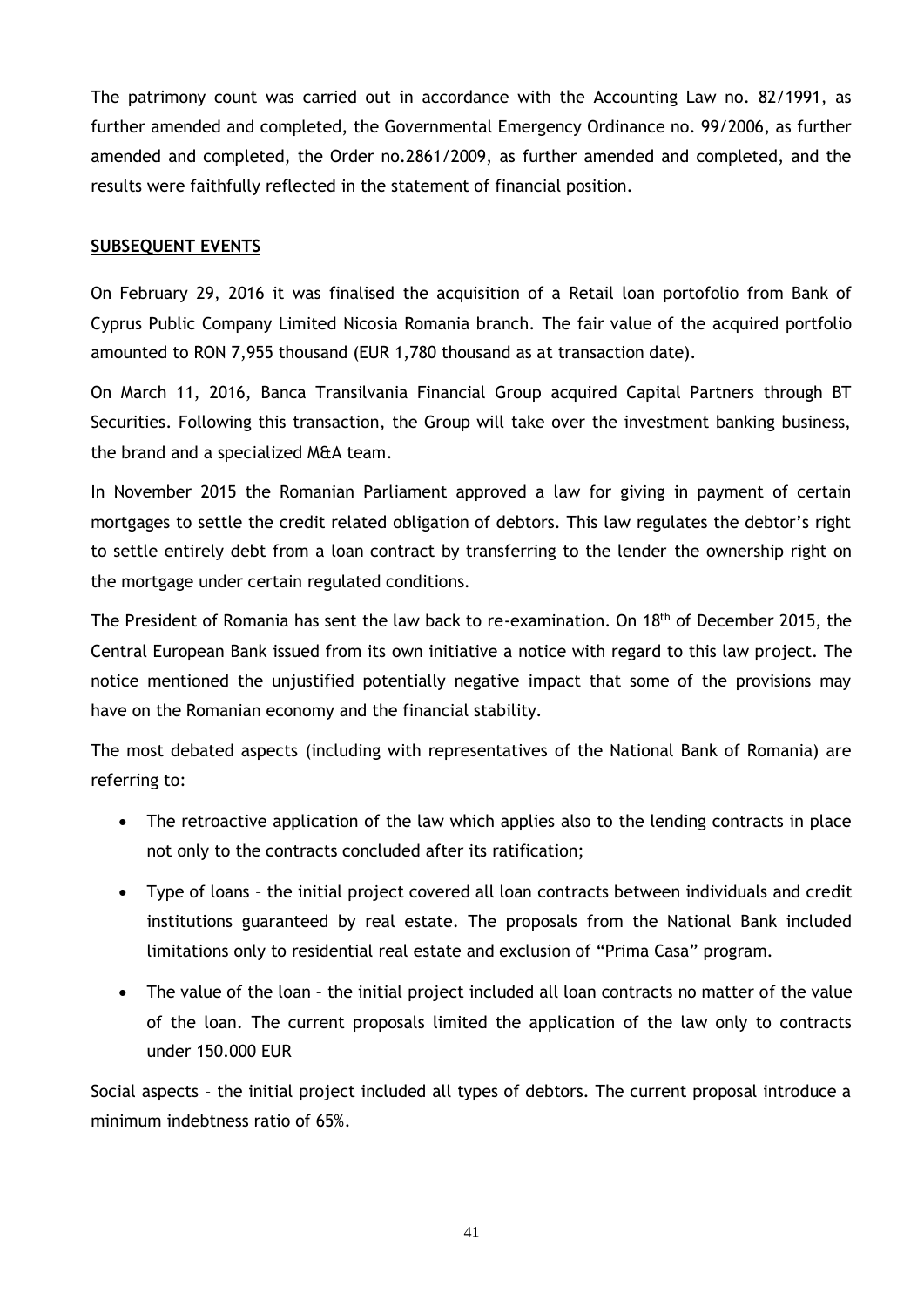The patrimony count was carried out in accordance with the Accounting Law no. 82/1991, as further amended and completed, the Governmental Emergency Ordinance no. 99/2006, as further amended and completed, the Order no.2861/2009, as further amended and completed, and the results were faithfully reflected in the statement of financial position.

**SUBSEQUENT EVENTS**

On February 29, 2016 it was finalised the acquisition of a Retail loan portofolio from Bank of Cyprus Public Company Limited Nicosia Romania branch. The fair value of the acquired portfolio amounted to RON 7,955 thousand (EUR 1,780 thousand as at transaction date).

On March 11, 2016, Banca Transilvania Financial Group acquired Capital Partners through BT Securities. Following this transaction, the Group will take over the investment banking business, the brand and a specialized M&A team.

In November 2015 the Romanian Parliament approved a law for giving in payment of certain mortgages to settle the credit related obligation of debtors. This law regulates the debtor's right to settle entirely debt from a loan contract by transferring to the lender the ownership right on the mortgage under certain regulated conditions.

The President of Romania has sent the law back to re-examination. On 18th of December 2015, the Central European Bank issued from its own initiative a notice with regard to this law project. The notice mentioned the unjustified potentially negative impact that some of the provisions may have on the Romanian economy and the financial stability.

The most debated aspects (including with representatives of the National Bank of Romania) are referring to:

- The retroactive application of the law which applies also to the lending contracts in place not only to the contracts concluded after its ratification;
- Type of loans – the initial project covered all loan contracts between individuals and credit institutions guaranteed by real estate. The proposals from the National Bank included limitations only to residential real estate and exclusion of "Prima Casa" program.
- The value of the loan – the initial project included all loan contracts no matter of the value of the loan. The current proposals limited the application of the law only to contracts under 150.000 EUR

Social aspects – the initial project included all types of debtors. The current proposal introduce a minimum indebtness ratio of 65%.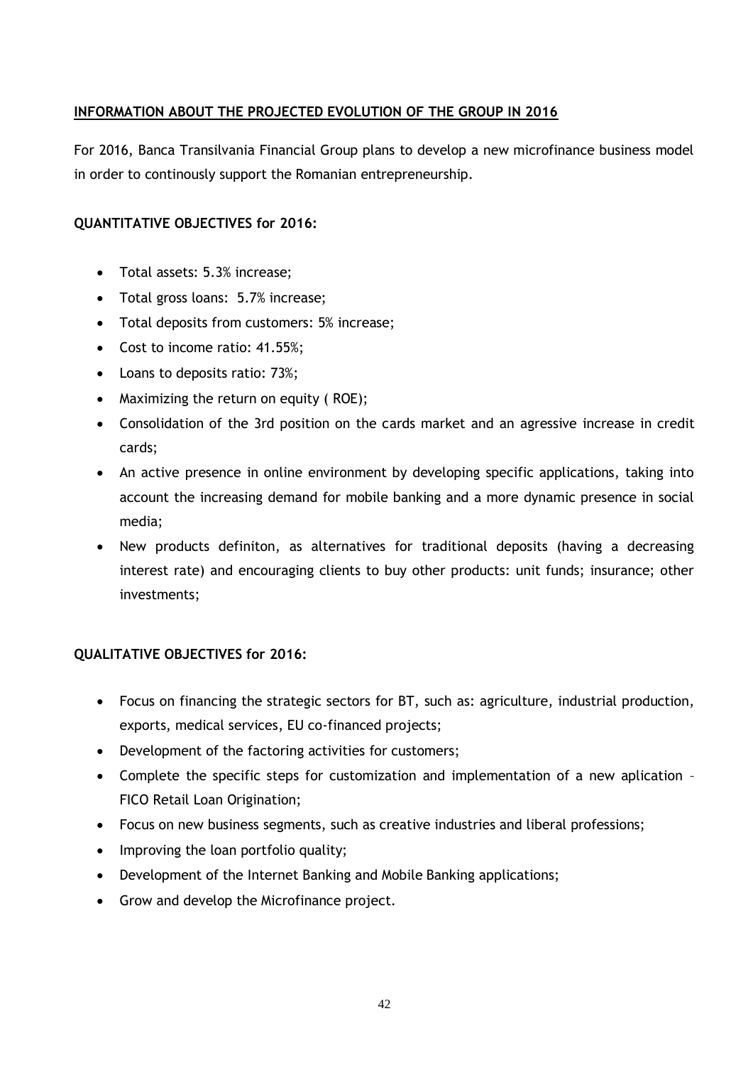## INFORMATION ABOUT THE PROJECTED EVOLUTION OF THE GROUP IN 2016

For 2016, Banca Transilvania Financial Group plans to develop a new microfinance business model in order to continosly support the Romanian entrepreneurship.

**QUANTITATIVE OBJECTIVES for 2016:**

- Total assets: 5.3% increase;
- Total gross loans: 5.7% increase;
- Total deposits from customers: 5% increase;
- Cost to income ratio: 41.55%;
- Loans to deposits ratio: 73%;
- Maximizing the return on equity ( ROE);
- Consolidation of the 3rd position on the cards market and an agressive increase in credit cards;
- An active presence in online environment by developing specific applications, taking into account the increasing demand for mobile banking and a more dynamic presence in social media;
- New products definiton, as alternatives for traditional deposits (having a decreasing interest rate) and encouraging clients to buy other products: unit funds; insurance; other investments;

**QUALITATIVE OBJECTIVES for 2016:**

- Focus on financing the strategic sectors for BT, such as: agriculture, industrial production, exports, medical services, EU co-financed projects;
- Development of the factoring activities for customers;
- Complete the specific steps for customization and implementation of a new aplication – FICO Retail Loan Origination;
- Focus on new business segments, such as creative industries and liberal professions;
- Improving the loan portfolio quality;
- Development of the Internet Banking and Mobile Banking applications;
- Grow and develop the Microfinance project.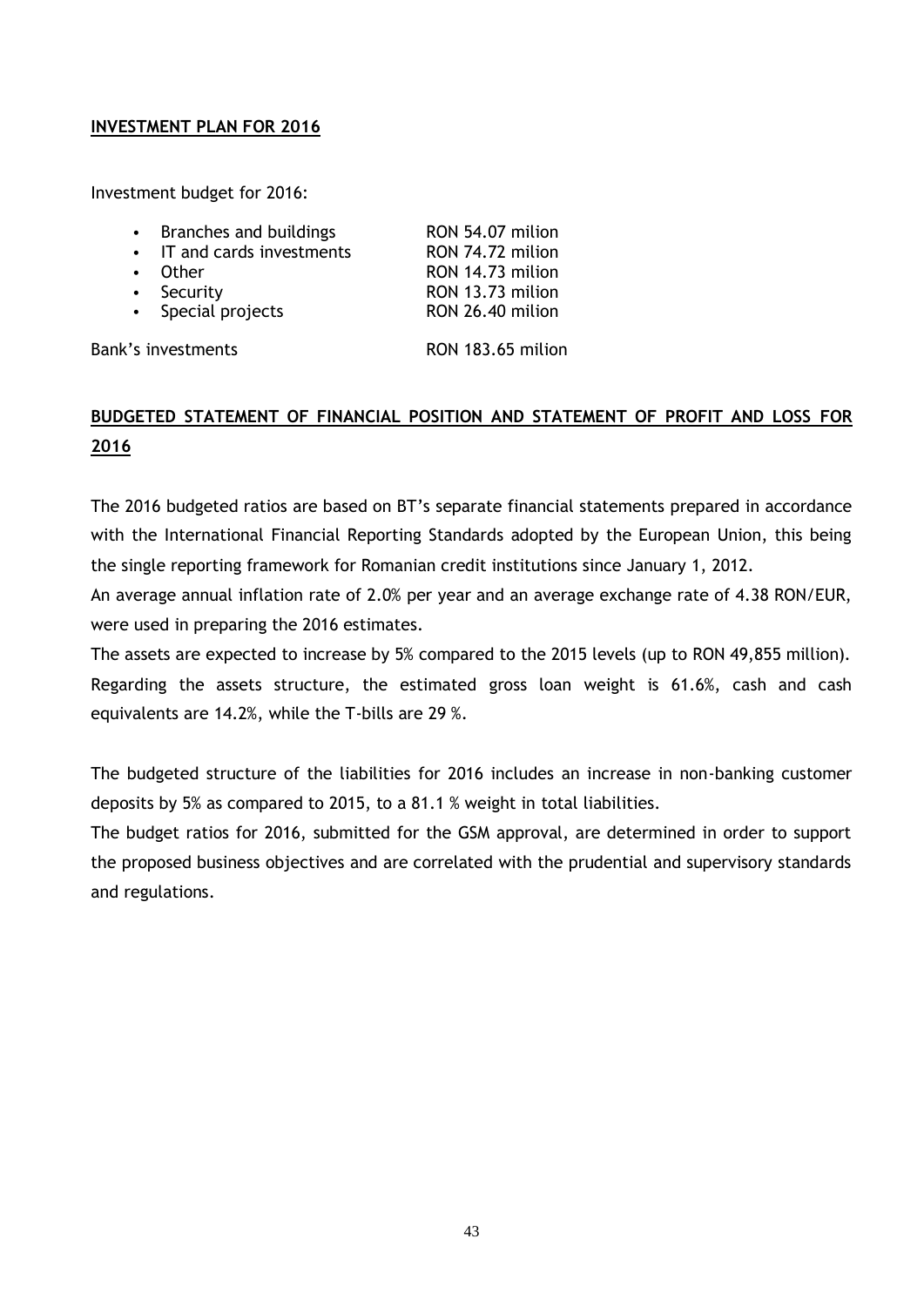## INVESTMENT PLAN FOR 2016

Investment budget for 2016:

- Branches and buildings RON 54.07 milion
- IT and cards investments RON 74.72 milion
- Other RON 14.73 milion
- Security RON 13.73 milion
- Special projects RON 26.40 milion

Bank's investments RON 183.65 milion

## BUDGETED STATEMENT OF FINANCIAL POSITION AND STATEMENT OF PROFIT AND LOSS FOR 2016

The 2016 budgeted ratios are based on BT's separate financial statements prepared in accordance with the International Financial Reporting Standards adopted by the European Union, this being the single reporting framework for Romanian credit institutions since January 1, 2012.

An average annual inflation rate of 2.0% per year and an average exchange rate of 4.38 RON/EUR, were used in preparing the 2016 estimates.

The assets are expected to increase by 5% compared to the 2015 levels (up to RON 49,855 million). Regarding the assets structure, the estimated gross loan weight is 61.6%, cash and cash equivalents are 14.2%, while the T-bills are 29 %.

The budgeted structure of the liabilities for 2016 includes an increase in non-banking customer deposits by 5% as compared to 2015, to a 81.1 % weight in total liabilities.

The budget ratios for 2016, submitted for the GSM approval, are determined in order to support the proposed business objectives and are correlated with the prudential and supervisory standards and regulations.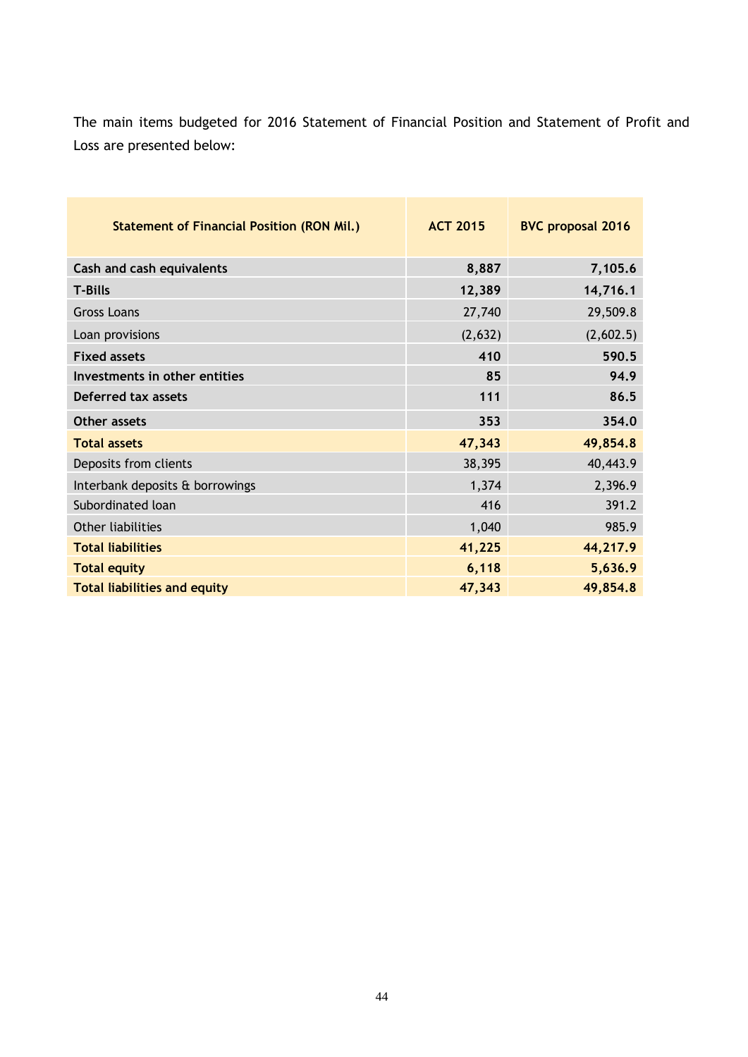The main items budgeted for 2016 Statement of Financial Position and Statement of Profit and Loss are presented below:

| Statement of Financial Position (RON Mil.) | ACT 2015 | BVC proposal 2016 |
|---|---|---|
| **Cash and cash equivalents** | **8,887** | **7,105.6** |
| **T-Bills** | **12,389** | **14,716.1** |
| Gross Loans | 27,740 | 29,509.8 |
| Loan provisions | (2,632) | (2,602.5) |
| **Fixed assets** | **410** | **590.5** |
| **Investments in other entities** | **85** | **94.9** |
| **Deferred tax assets** | **111** | **86.5** |
| **Other assets** | **353** | **354.0** |
| **Total assets** | **47,343** | **49,854.8** |
| Deposits from clients | 38,395 | 40,443.9 |
| Interbank deposits & borrowings | 1,374 | 2,396.9 |
| Subordinated loan | 416 | 391.2 |
| Other liabilities | 1,040 | 985.9 |
| **Total liabilities** | **41,225** | **44,217.9** |
| **Total equity** | **6,118** | **5,636.9** |
| **Total liabilities and equity** | **47,343** | **49,854.8** |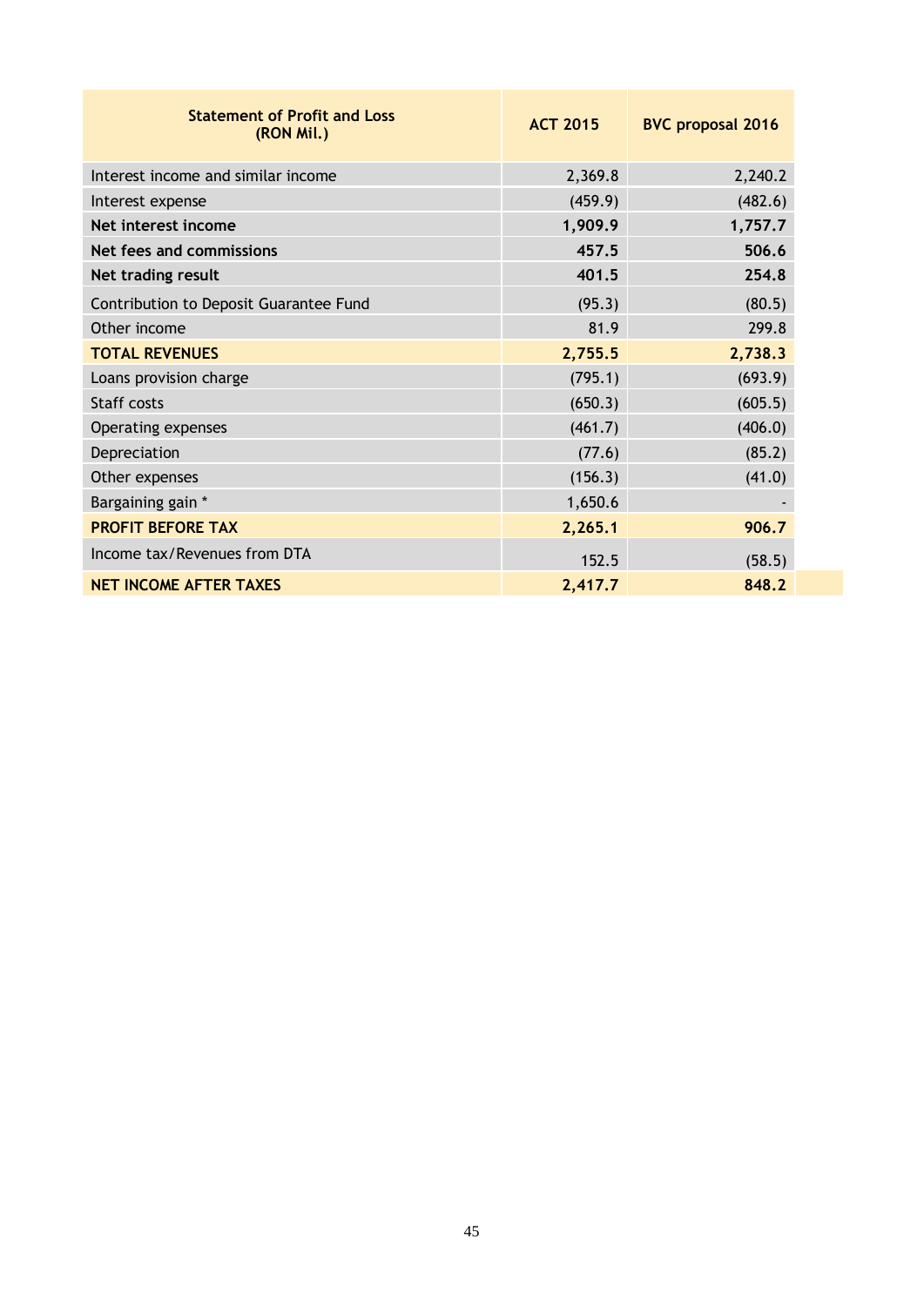| Statement of Profit and Loss (RON Mil.) | ACT 2015 | BVC proposal 2016 |
|---|---|---|
| Interest income and similar income | 2,369.8 | 2,240.2 |
| Interest expense | (459.9) | (482.6) |
| **Net interest income** | **1,909.9** | **1,757.7** |
| **Net fees and commissions** | **457.5** | **506.6** |
| **Net trading result** | **401.5** | **254.8** |
| Contribution to Deposit Guarantee Fund | (95.3) | (80.5) |
| Other income | 81.9 | 299.8 |
| **TOTAL REVENUES** | **2,755.5** | **2,738.3** |
| Loans provision charge | (795.1) | (693.9) |
| Staff costs | (650.3) | (605.5) |
| Operating expenses | (461.7) | (406.0) |
| Depreciation | (77.6) | (85.2) |
| Other expenses | (156.3) | (41.0) |
| Bargaining gain * | 1,650.6 | - |
| **PROFIT BEFORE TAX** | **2,265.1** | **906.7** |
| Income tax/Revenues from DTA | 152.5 | (58.5) |
| **NET INCOME AFTER TAXES** | **2,417.7** | **848.2** |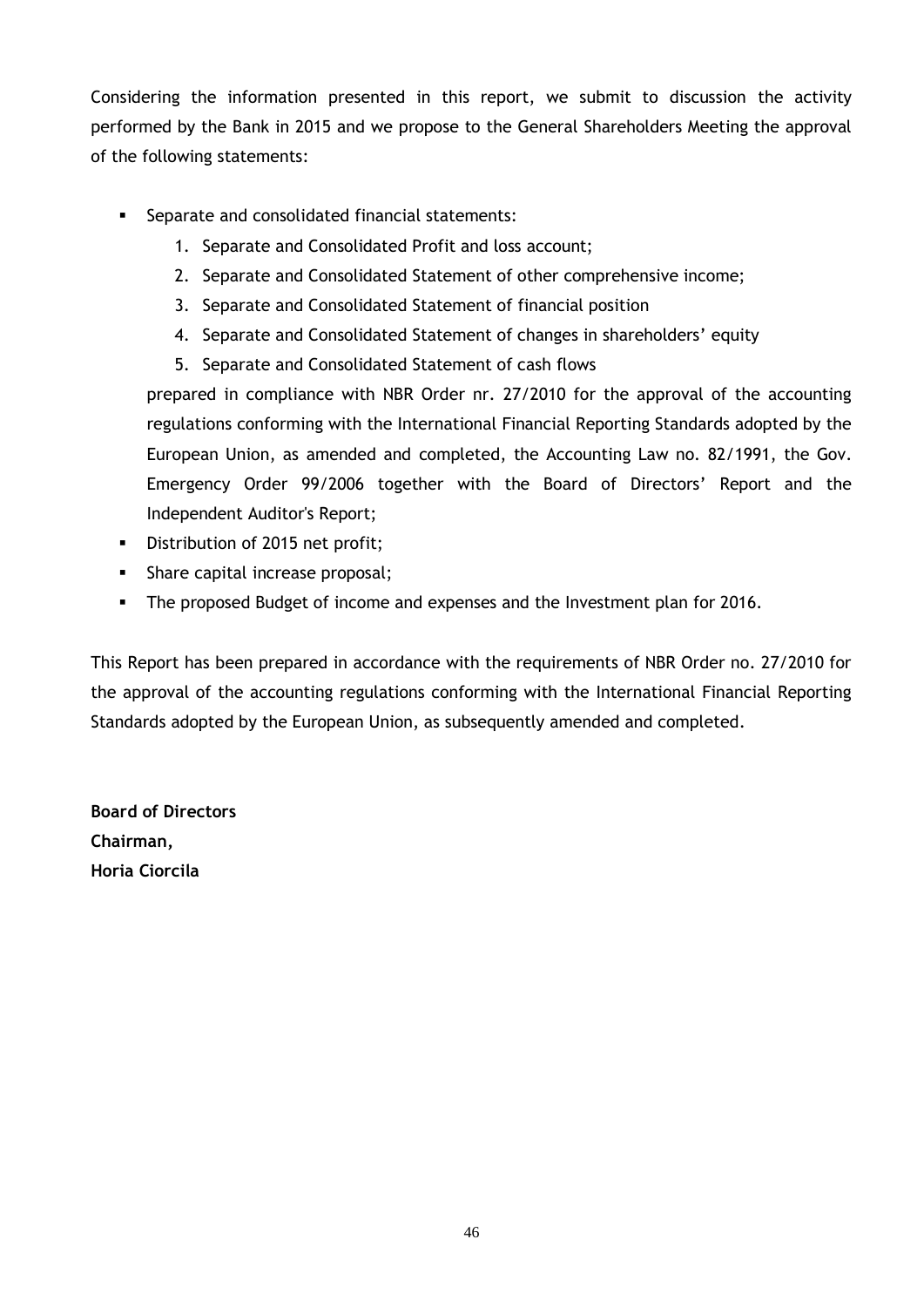Considering the information presented in this report, we submit to discussion the activity performed by the Bank in 2015 and we propose to the General Shareholders Meeting the approval of the following statements:

- Separate and consolidated financial statements:
  1. Separate and Consolidated Profit and loss account;
  2. Separate and Consolidated Statement of other comprehensive income;
  3. Separate and Consolidated Statement of financial position
  4. Separate and Consolidated Statement of changes in shareholders' equity
  5. Separate and Consolidated Statement of cash flows

  prepared in compliance with NBR Order nr. 27/2010 for the approval of the accounting regulations conforming with the International Financial Reporting Standards adopted by the European Union, as amended and completed, the Accounting Law no. 82/1991, the Gov. Emergency Order 99/2006 together with the Board of Directors' Report and the Independent Auditor's Report;
- Distribution of 2015 net profit;
- Share capital increase proposal;
- The proposed Budget of income and expenses and the Investment plan for 2016.

This Report has been prepared in accordance with the requirements of NBR Order no. 27/2010 for the approval of the accounting regulations conforming with the International Financial Reporting Standards adopted by the European Union, as subsequently amended and completed.

**Board of Directors**
**Chairman,**
**Horia Ciorcila**